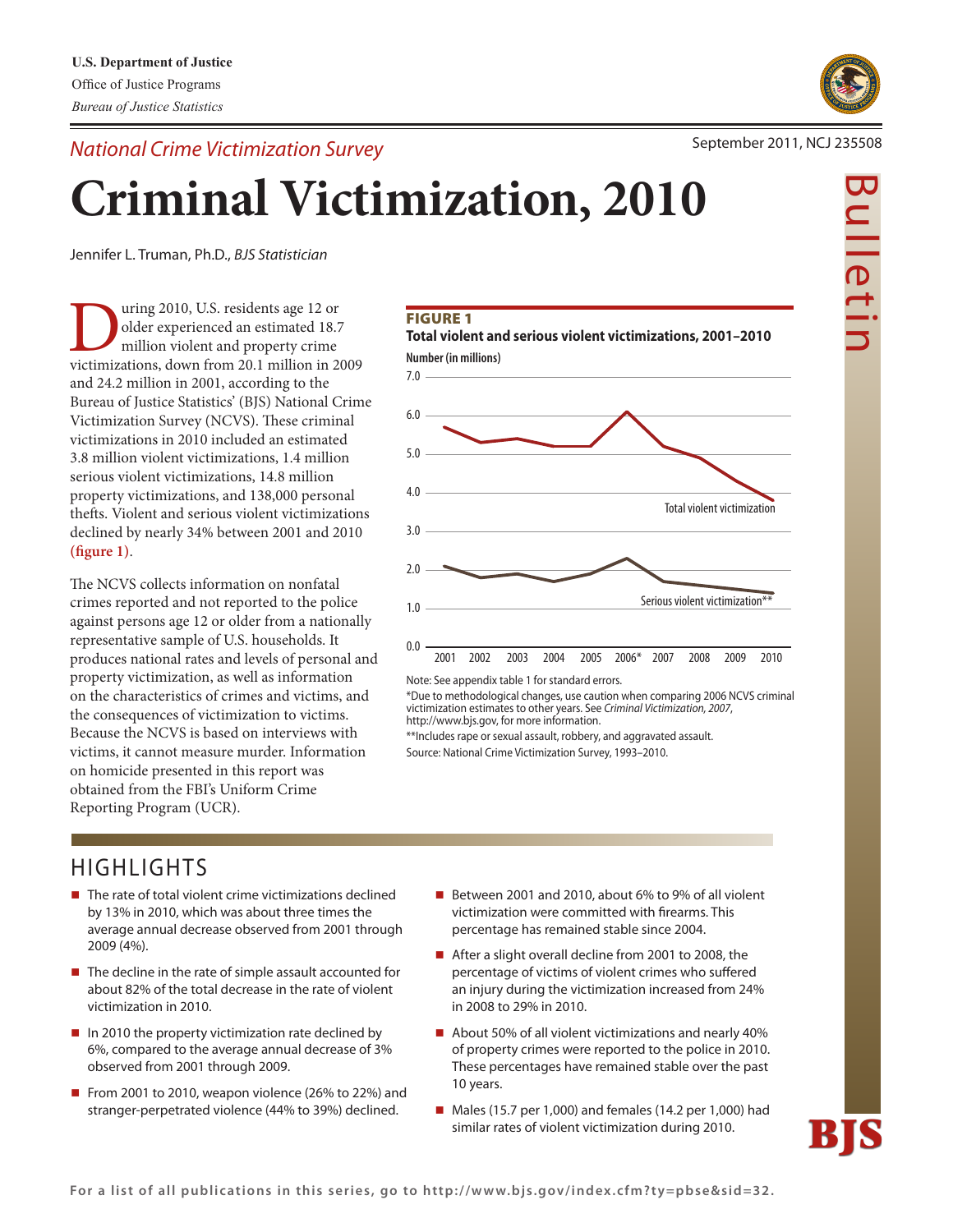U.S. Department of Justice
Office of Justice Programs
*Bureau of Justice Statistics*

*National Crime Victimization Survey*

September 2011, NCJ 235508

# Criminal Victimization, 2010

Jennifer L. Truman, Ph.D., *BJS Statistician*

During 2010, U.S. residents age 12 or older experienced an estimated 18.7 million violent and property crime victimizations, down from 20.1 million in 2009 and 24.2 million in 2001, according to the Bureau of Justice Statistics' (BJS) National Crime Victimization Survey (NCVS). These criminal victimizations in 2010 included an estimated 3.8 million violent victimizations, 1.4 million serious violent victimizations, 14.8 million property victimizations, and 138,000 personal thefts. Violent and serious violent victimizations declined by nearly 34% between 2001 and 2010 **(figure 1)**.

The NCVS collects information on nonfatal crimes reported and not reported to the police against persons age 12 or older from a nationally representative sample of U.S. households. It produces national rates and levels of personal and property victimization, as well as information on the characteristics of crimes and victims, and the consequences of victimization to victims. Because the NCVS is based on interviews with victims, it cannot measure murder. Information on homicide presented in this report was obtained from the FBI's Uniform Crime Reporting Program (UCR).

**FIGURE 1**
**Total violent and serious violent victimizations, 2001–2010**

Note: See appendix table 1 for standard errors.
*Due to methodological changes, use caution when comparing 2006 NCVS criminal victimization estimates to other years. See *Criminal Victimization, 2007*, http://www.bjs.gov, for more information.
**Includes rape or sexual assault, robbery, and aggravated assault.
Source: National Crime Victimization Survey, 1993–2010.

## HIGHLIGHTS

- The rate of total violent crime victimizations declined by 13% in 2010, which was about three times the average annual decrease observed from 2001 through 2009 (4%).
- The decline in the rate of simple assault accounted for about 82% of the total decrease in the rate of violent victimization in 2010.
- In 2010 the property victimization rate declined by 6%, compared to the average annual decrease of 3% observed from 2001 through 2009.
- From 2001 to 2010, weapon violence (26% to 22%) and stranger-perpetrated violence (44% to 39%) declined.
- Between 2001 and 2010, about 6% to 9% of all violent victimization were committed with firearms. This percentage has remained stable since 2004.
- After a slight overall decline from 2001 to 2008, the percentage of victims of violent crimes who suffered an injury during the victimization increased from 24% in 2008 to 29% in 2010.
- About 50% of all violent victimizations and nearly 40% of property crimes were reported to the police in 2010. These percentages have remained stable over the past 10 years.
- Males (15.7 per 1,000) and females (14.2 per 1,000) had similar rates of violent victimization during 2010.

For a list of all publications in this series, go to http://www.bjs.gov/index.cfm?ty=pbse&sid=32.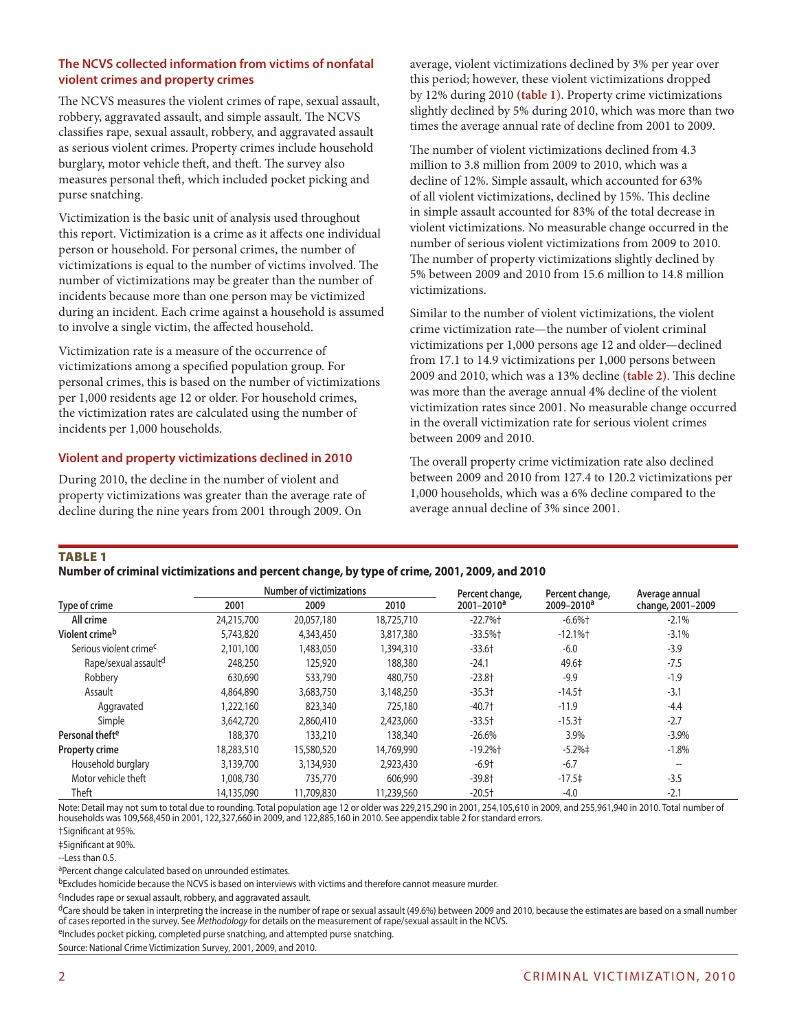### The NCVS collected information from victims of nonfatal violent crimes and property crimes

The NCVS measures the violent crimes of rape, sexual assault, robbery, aggravated assault, and simple assault. The NCVS classifies rape, sexual assault, robbery, and aggravated assault as serious violent crimes. Property crimes include household burglary, motor vehicle theft, and theft. The survey also measures personal theft, which included pocket picking and purse snatching.

Victimization is the basic unit of analysis used throughout this report. Victimization is a crime as it affects one individual person or household. For personal crimes, the number of victimizations is equal to the number of victims involved. The number of victimizations may be greater than the number of incidents because more than one person may be victimized during an incident. Each crime against a household is assumed to involve a single victim, the affected household.

Victimization rate is a measure of the occurrence of victimizations among a specified population group. For personal crimes, this is based on the number of victimizations per 1,000 residents age 12 or older. For household crimes, the victimization rates are calculated using the number of incidents per 1,000 households.

### Violent and property victimizations declined in 2010

During 2010, the decline in the number of violent and property victimizations was greater than the average rate of decline during the nine years from 2001 through 2009. On average, violent victimizations declined by 3% per year over this period; however, these violent victimizations dropped by 12% during 2010 **(table 1)**. Property crime victimizations slightly declined by 5% during 2010, which was more than two times the average annual rate of decline from 2001 to 2009.

The number of violent victimizations declined from 4.3 million to 3.8 million from 2009 to 2010, which was a decline of 12%. Simple assault, which accounted for 63% of all violent victimizations, declined by 15%. This decline in simple assault accounted for 83% of the total decrease in violent victimizations. No measurable change occurred in the number of serious violent victimizations from 2009 to 2010. The number of property victimizations slightly declined by 5% between 2009 and 2010 from 15.6 million to 14.8 million victimizations.

Similar to the number of violent victimizations, the violent crime victimization rate—the number of violent criminal victimizations per 1,000 persons age 12 and older—declined from 17.1 to 14.9 victimizations per 1,000 persons between 2009 and 2010, which was a 13% decline **(table 2)**. This decline was more than the average annual 4% decline of the violent victimization rates since 2001. No measurable change occurred in the overall victimization rate for serious violent crimes between 2009 and 2010.

The overall property crime victimization rate also declined between 2009 and 2010 from 127.4 to 120.2 victimizations per 1,000 households, which was a 6% decline compared to the average annual decline of 3% since 2001.

**TABLE 1**

**Number of criminal victimizations and percent change, by type of crime, 2001, 2009, and 2010**

| Type of crime | Number of victimizations | | | Percent change, 2001–2010[a] | Percent change, 2009–2010[a] | Average annual change, 2001–2009 |
|---|---|---|---|---|---|---|
| | 2001 | 2009 | 2010 | | | |
| All crime | 24,215,700 | 20,057,180 | 18,725,710 | -22.7%† | -6.6%† | -2.1% |
| Violent crime[b] | 5,743,820 | 4,343,450 | 3,817,380 | -33.5%† | -12.1%† | -3.1% |
| Serious violent crime[c] | 2,101,100 | 1,483,050 | 1,394,310 | -33.6† | -6.0 | -3.9 |
| Rape/sexual assault[d] | 248,250 | 125,920 | 188,380 | -24.1 | 49.6‡ | -7.5 |
| Robbery | 630,690 | 533,790 | 480,750 | -23.8† | -9.9 | -1.9 |
| Assault | 4,864,890 | 3,683,750 | 3,148,250 | -35.3† | -14.5† | -3.1 |
| Aggravated | 1,222,160 | 823,340 | 725,180 | -40.7† | -11.9 | -4.4 |
| Simple | 3,642,720 | 2,860,410 | 2,423,060 | -33.5† | -15.3† | -2.7 |
| Personal theft[e] | 188,370 | 133,210 | 138,340 | -26.6% | 3.9% | -3.9% |
| Property crime | 18,283,510 | 15,580,520 | 14,769,990 | -19.2%† | -5.2%‡ | -1.8% |
| Household burglary | 3,139,700 | 3,134,930 | 2,923,430 | -6.9† | -6.7 | -- |
| Motor vehicle theft | 1,008,730 | 735,770 | 606,990 | -39.8† | -17.5‡ | -3.5 |
| Theft | 14,135,090 | 11,709,830 | 11,239,560 | -20.5† | -4.0 | -2.1 |

Note: Detail may not sum to total due to rounding. Total population age 12 or older was 229,215,290 in 2001, 254,105,610 in 2009, and 255,961,940 in 2010. Total number of households was 109,568,450 in 2001, 122,327,660 in 2009, and 122,885,160 in 2010. See appendix table 2 for standard errors.

†Significant at 95%.

‡Significant at 90%.

--Less than 0.5.

[a]Percent change calculated based on unrounded estimates.

[b]Excludes homicide because the NCVS is based on interviews with victims and therefore cannot measure murder.

[c]Includes rape or sexual assault, robbery, and aggravated assault.

[d]Care should be taken in interpreting the increase in the number of rape or sexual assault (49.6%) between 2009 and 2010, because the estimates are based on a small number of cases reported in the survey. See *Methodology* for details on the measurement of rape/sexual assault in the NCVS.

[e]Includes pocket picking, completed purse snatching, and attempted purse snatching.

Source: National Crime Victimization Survey, 2001, 2009, and 2010.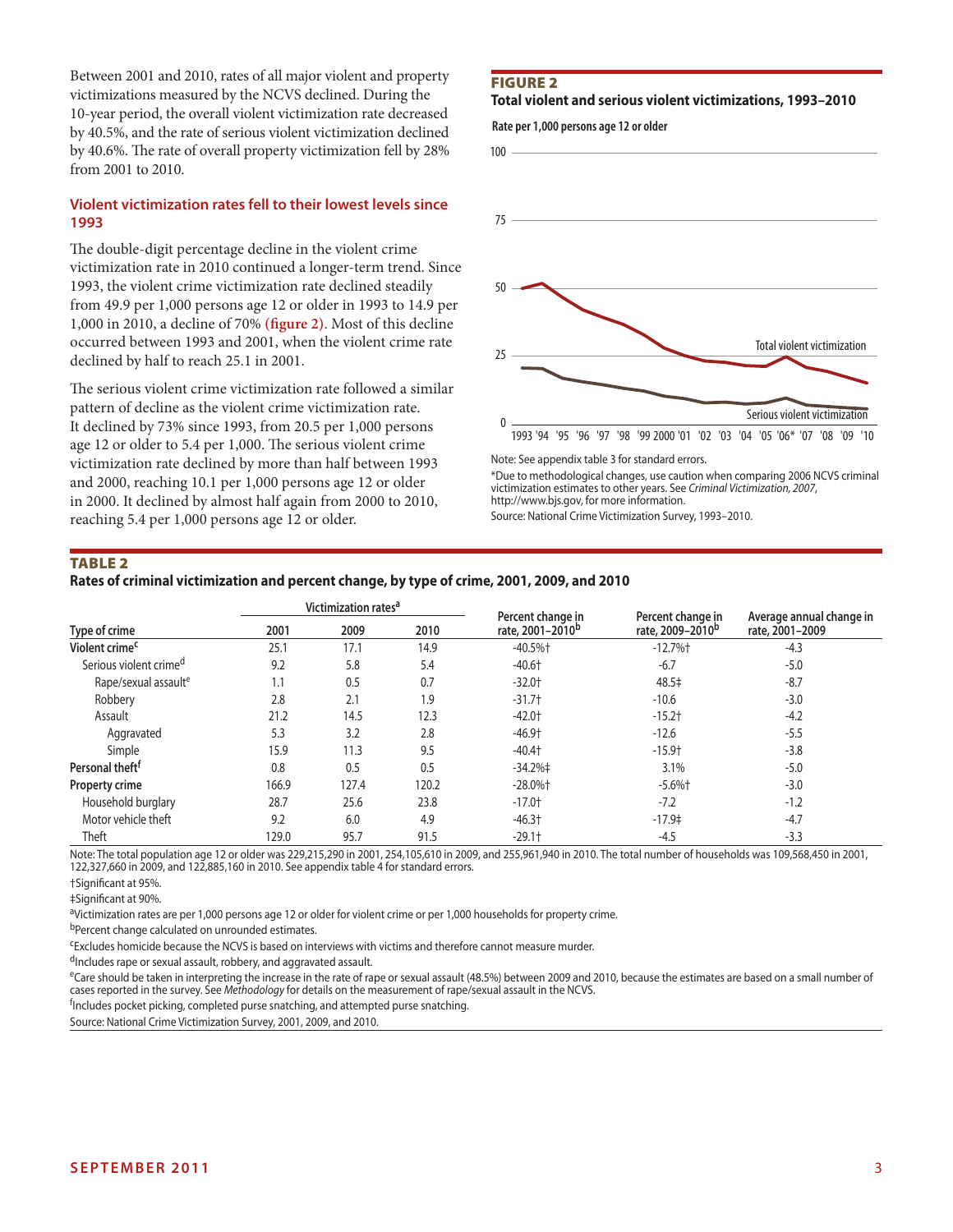Between 2001 and 2010, rates of all major violent and property victimizations measured by the NCVS declined. During the 10-year period, the overall violent victimization rate decreased by 40.5%, and the rate of serious violent victimization declined by 40.6%. The rate of overall property victimization fell by 28% from 2001 to 2010.

### Violent victimization rates fell to their lowest levels since 1993

The double-digit percentage decline in the violent crime victimization rate in 2010 continued a longer-term trend. Since 1993, the violent crime victimization rate declined steadily from 49.9 per 1,000 persons age 12 or older in 1993 to 14.9 per 1,000 in 2010, a decline of 70% **(figure 2)**. Most of this decline occurred between 1993 and 2001, when the violent crime rate declined by half to reach 25.1 in 2001.

The serious violent crime victimization rate followed a similar pattern of decline as the violent crime victimization rate. It declined by 73% since 1993, from 20.5 per 1,000 persons age 12 or older to 5.4 per 1,000. The serious violent crime victimization rate declined by more than half between 1993 and 2000, reaching 10.1 per 1,000 persons age 12 or older in 2000. It declined by almost half again from 2000 to 2010, reaching 5.4 per 1,000 persons age 12 or older.

**FIGURE 2**
**Total violent and serious violent victimizations, 1993–2010**

Rate per 1,000 persons age 12 or older

Note: See appendix table 3 for standard errors.

*Due to methodological changes, use caution when comparing 2006 NCVS criminal victimization estimates to other years. See *Criminal Victimization, 2007*, http://www.bjs.gov, for more information.

Source: National Crime Victimization Survey, 1993–2010.

**TABLE 2**
**Rates of criminal victimization and percent change, by type of crime, 2001, 2009, and 2010**

| Type of crime | Victimization rates[a] | | | Percent change in rate, 2001–2010[b] | Percent change in rate, 2009–2010[b] | Average annual change in rate, 2001–2009 |
|---|---|---|---|---|---|---|
| | 2001 | 2009 | 2010 | | | |
| **Violent crime[c]** | 25.1 | 17.1 | 14.9 | -40.5%† | -12.7%† | -4.3 |
| Serious violent crime[d] | 9.2 | 5.8 | 5.4 | -40.6† | -6.7 | -5.0 |
| Rape/sexual assault[e] | 1.1 | 0.5 | 0.7 | -32.0† | 48.5‡ | -8.7 |
| Robbery | 2.8 | 2.1 | 1.9 | -31.7† | -10.6 | -3.0 |
| Assault | 21.2 | 14.5 | 12.3 | -42.0† | -15.2† | -4.2 |
| Aggravated | 5.3 | 3.2 | 2.8 | -46.9† | -12.6 | -5.5 |
| Simple | 15.9 | 11.3 | 9.5 | -40.4† | -15.9† | -3.8 |
| **Personal theft[f]** | 0.8 | 0.5 | 0.5 | -34.2%‡ | 3.1% | -5.0 |
| **Property crime** | 166.9 | 127.4 | 120.2 | -28.0%† | -5.6%† | -3.0 |
| Household burglary | 28.7 | 25.6 | 23.8 | -17.0† | -7.2 | -1.2 |
| Motor vehicle theft | 9.2 | 6.0 | 4.9 | -46.3† | -17.9‡ | -4.7 |
| Theft | 129.0 | 95.7 | 91.5 | -29.1† | -4.5 | -3.3 |

Note: The total population age 12 or older was 229,215,290 in 2001, 254,105,610 in 2009, and 255,961,940 in 2010. The total number of households was 109,568,450 in 2001, 122,327,660 in 2009, and 122,885,160 in 2010. See appendix table 4 for standard errors.

†Significant at 95%.

‡Significant at 90%.

[a]Victimization rates are per 1,000 persons age 12 or older for violent crime or per 1,000 households for property crime.

[b]Percent change calculated on unrounded estimates.

[c]Excludes homicide because the NCVS is based on interviews with victims and therefore cannot measure murder.

[d]Includes rape or sexual assault, robbery, and aggravated assault.

[e]Care should be taken in interpreting the increase in the rate of rape or sexual assault (48.5%) between 2009 and 2010, because the estimates are based on a small number of cases reported in the survey. See *Methodology* for details on the measurement of rape/sexual assault in the NCVS.

[f]Includes pocket picking, completed purse snatching, and attempted purse snatching.

Source: National Crime Victimization Survey, 2001, 2009, and 2010.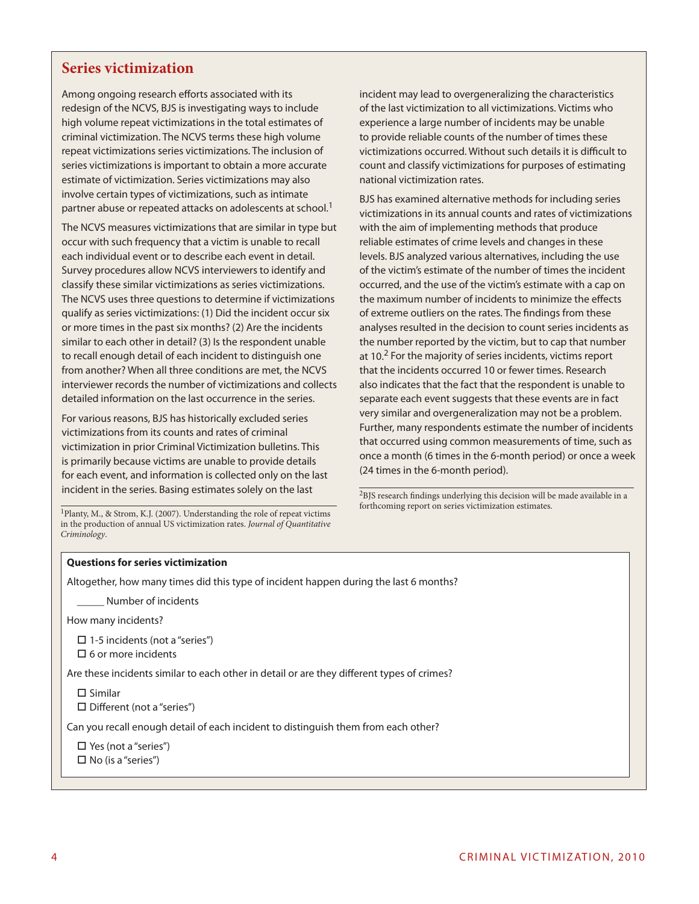## Series victimization

Among ongoing research efforts associated with its redesign of the NCVS, BJS is investigating ways to include high volume repeat victimizations in the total estimates of criminal victimization. The NCVS terms these high volume repeat victimizations series victimizations. The inclusion of series victimizations is important to obtain a more accurate estimate of victimization. Series victimizations may also involve certain types of victimizations, such as intimate partner abuse or repeated attacks on adolescents at school.[1]

The NCVS measures victimizations that are similar in type but occur with such frequency that a victim is unable to recall each individual event or to describe each event in detail. Survey procedures allow NCVS interviewers to identify and classify these similar victimizations as series victimizations. The NCVS uses three questions to determine if victimizations qualify as series victimizations: (1) Did the incident occur six or more times in the past six months? (2) Are the incidents similar to each other in detail? (3) Is the respondent unable to recall enough detail of each incident to distinguish one from another? When all three conditions are met, the NCVS interviewer records the number of victimizations and collects detailed information on the last occurrence in the series.

For various reasons, BJS has historically excluded series victimizations from its counts and rates of criminal victimization in prior Criminal Victimization bulletins. This is primarily because victims are unable to provide details for each event, and information is collected only on the last incident in the series. Basing estimates solely on the last incident may lead to overgeneralizing the characteristics of the last victimization to all victimizations. Victims who experience a large number of incidents may be unable to provide reliable counts of the number of times these victimizations occurred. Without such details it is difficult to count and classify victimizations for purposes of estimating national victimization rates.

BJS has examined alternative methods for including series victimizations in its annual counts and rates of victimizations with the aim of implementing methods that produce reliable estimates of crime levels and changes in these levels. BJS analyzed various alternatives, including the use of the victim's estimate of the number of times the incident occurred, and the use of the victim's estimate with a cap on the maximum number of incidents to minimize the effects of extreme outliers on the rates. The findings from these analyses resulted in the decision to count series incidents as the number reported by the victim, but to cap that number at 10.[2] For the majority of series incidents, victims report that the incidents occurred 10 or fewer times. Research also indicates that the fact that the respondent is unable to separate each event suggests that these events are in fact very similar and overgeneralization may not be a problem. Further, many respondents estimate the number of incidents that occurred using common measurements of time, such as once a month (6 times in the 6-month period) or once a week (24 times in the 6-month period).

[1]Planty, M., & Strom, K.J. (2007). Understanding the role of repeat victims in the production of annual US victimization rates. *Journal of Quantitative Criminology*.

[2]BJS research findings underlying this decision will be made available in a forthcoming report on series victimization estimates.

**Questions for series victimization**

Altogether, how many times did this type of incident happen during the last 6 months?

_____ Number of incidents

How many incidents?

- ☐ 1-5 incidents (not a "series")
- ☐ 6 or more incidents

Are these incidents similar to each other in detail or are they different types of crimes?

- ☐ Similar
- ☐ Different (not a "series")

Can you recall enough detail of each incident to distinguish them from each other?

- ☐ Yes (not a "series")
- ☐ No (is a "series")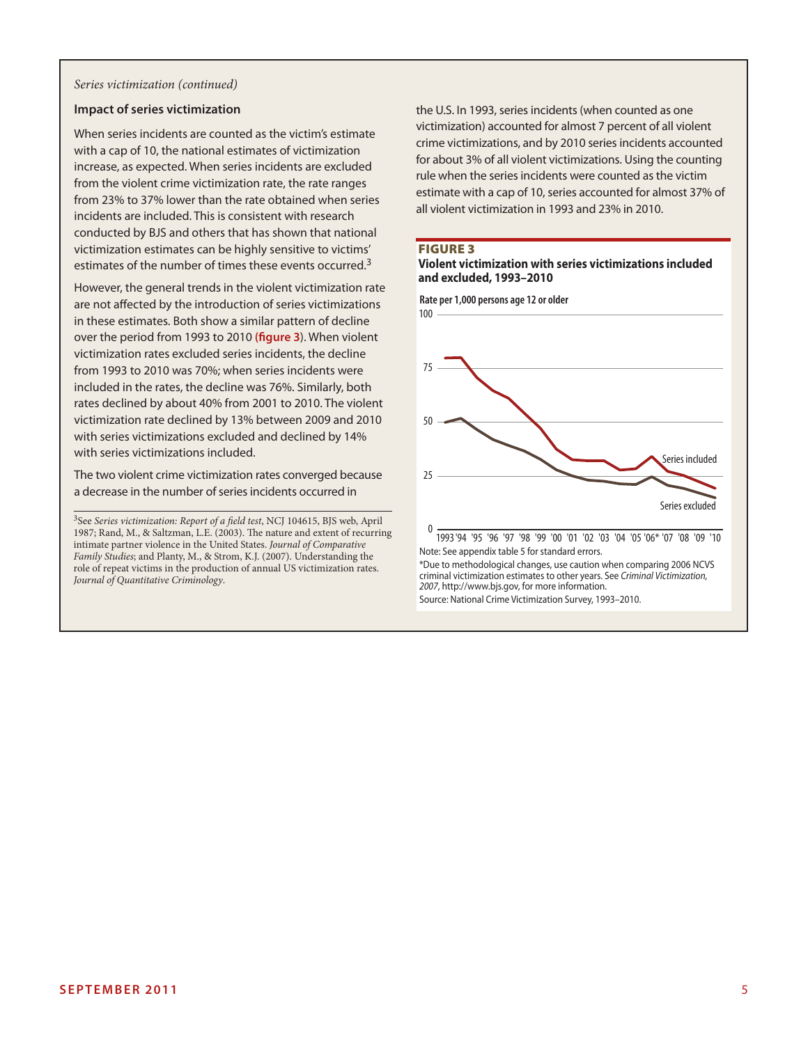*Series victimization (continued)*

### Impact of series victimization

When series incidents are counted as the victim's estimate with a cap of 10, the national estimates of victimization increase, as expected. When series incidents are excluded from the violent crime victimization rate, the rate ranges from 23% to 37% lower than the rate obtained when series incidents are included. This is consistent with research conducted by BJS and others that has shown that national victimization estimates can be highly sensitive to victims' estimates of the number of times these events occurred.[3]

However, the general trends in the violent victimization rate are not affected by the introduction of series victimizations in these estimates. Both show a similar pattern of decline over the period from 1993 to 2010 (**figure 3**). When violent victimization rates excluded series incidents, the decline from 1993 to 2010 was 70%; when series incidents were included in the rates, the decline was 76%. Similarly, both rates declined by about 40% from 2001 to 2010. The violent victimization rate declined by 13% between 2009 and 2010 with series victimizations excluded and declined by 14% with series victimizations included.

The two violent crime victimization rates converged because a decrease in the number of series incidents occurred in the U.S. In 1993, series incidents (when counted as one victimization) accounted for almost 7 percent of all violent crime victimizations, and by 2010 series incidents accounted for about 3% of all violent victimizations. Using the counting rule when the series incidents were counted as the victim estimate with a cap of 10, series accounted for almost 37% of all violent victimization in 1993 and 23% in 2010.

[3]See *Series victimization: Report of a field test*, NCJ 104615, BJS web, April 1987; Rand, M., & Saltzman, L.E. (2003). The nature and extent of recurring intimate partner violence in the United States. *Journal of Comparative Family Studies*; and Planty, M., & Strom, K.J. (2007). Understanding the role of repeat victims in the production of annual US victimization rates. *Journal of Quantitative Criminology*.

**FIGURE 3**

**Violent victimization with series victimizations included and excluded, 1993–2010**

Rate per 1,000 persons age 12 or older

Note: See appendix table 5 for standard errors.

*Due to methodological changes, use caution when comparing 2006 NCVS criminal victimization estimates to other years. See *Criminal Victimization, 2007*, http://www.bjs.gov, for more information.

Source: National Crime Victimization Survey, 1993–2010.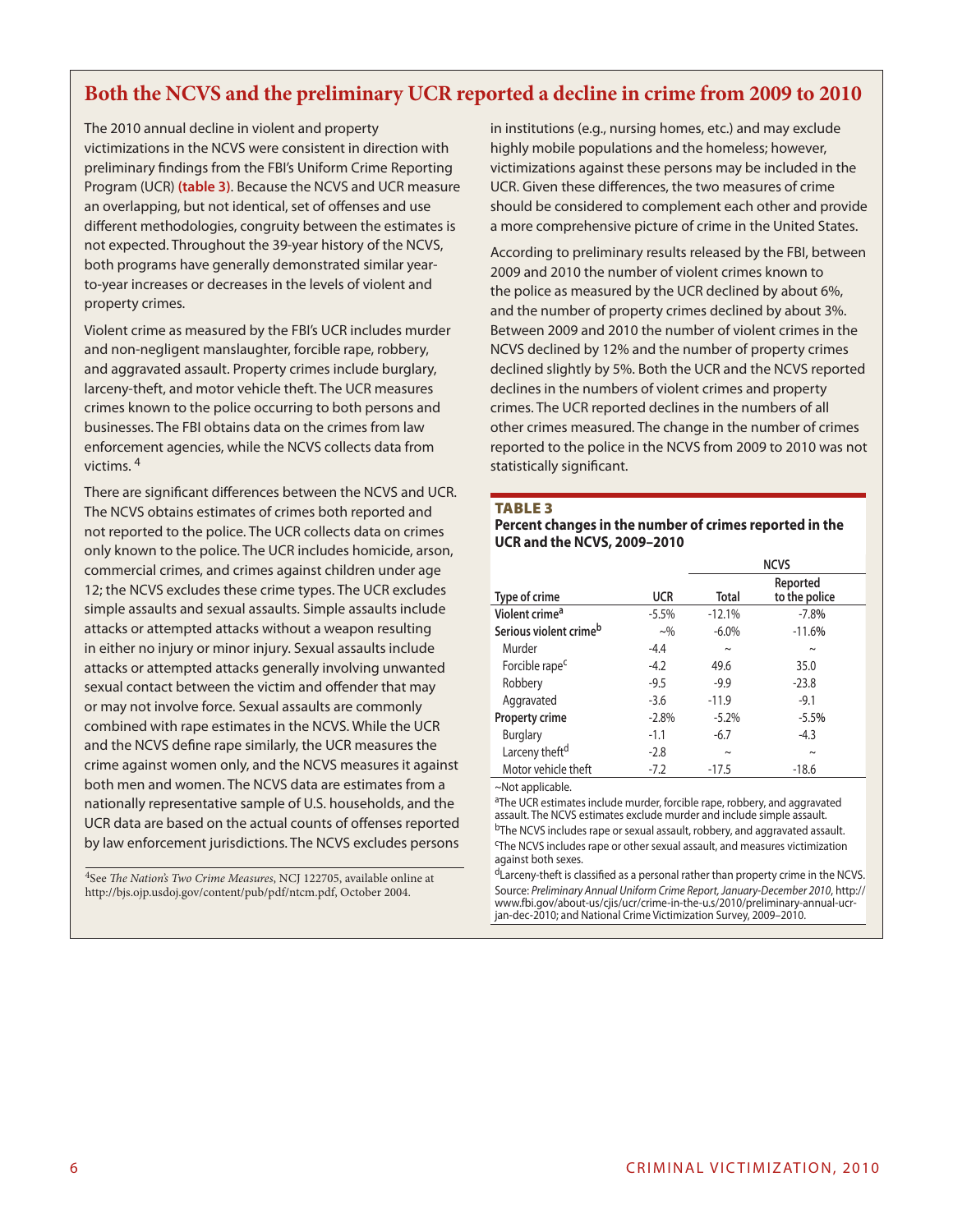## Both the NCVS and the preliminary UCR reported a decline in crime from 2009 to 2010

The 2010 annual decline in violent and property victimizations in the NCVS were consistent in direction with preliminary findings from the FBI's Uniform Crime Reporting Program (UCR) **(table 3)**. Because the NCVS and UCR measure an overlapping, but not identical, set of offenses and use different methodologies, congruity between the estimates is not expected. Throughout the 39-year history of the NCVS, both programs have generally demonstrated similar year-to-year increases or decreases in the levels of violent and property crimes.

Violent crime as measured by the FBI's UCR includes murder and non-negligent manslaughter, forcible rape, robbery, and aggravated assault. Property crimes include burglary, larceny-theft, and motor vehicle theft. The UCR measures crimes known to the police occurring to both persons and businesses. The FBI obtains data on the crimes from law enforcement agencies, while the NCVS collects data from victims.[4]

There are significant differences between the NCVS and UCR. The NCVS obtains estimates of crimes both reported and not reported to the police. The UCR collects data on crimes only known to the police. The UCR includes homicide, arson, commercial crimes, and crimes against children under age 12; the NCVS excludes these crime types. The UCR excludes simple assaults and sexual assaults. Simple assaults include attacks or attempted attacks without a weapon resulting in either no injury or minor injury. Sexual assaults include attacks or attempted attacks generally involving unwanted sexual contact between the victim and offender that may or may not involve force. Sexual assaults are commonly combined with rape estimates in the NCVS. While the UCR and the NCVS define rape similarly, the UCR measures the crime against women only, and the NCVS measures it against both men and women. The NCVS data are estimates from a nationally representative sample of U.S. households, and the UCR data are based on the actual counts of offenses reported by law enforcement jurisdictions. The NCVS excludes persons in institutions (e.g., nursing homes, etc.) and may exclude highly mobile populations and the homeless; however, victimizations against these persons may be included in the UCR. Given these differences, the two measures of crime should be considered to complement each other and provide a more comprehensive picture of crime in the United States.

According to preliminary results released by the FBI, between 2009 and 2010 the number of violent crimes known to the police as measured by the UCR declined by about 6%, and the number of property crimes declined by about 3%. Between 2009 and 2010 the number of violent crimes in the NCVS declined by 12% and the number of property crimes declined slightly by 5%. Both the UCR and the NCVS reported declines in the numbers of violent crimes and property crimes. The UCR reported declines in the numbers of all other crimes measured. The change in the number of crimes reported to the police in the NCVS from 2009 to 2010 was not statistically significant.

[4]See *The Nation's Two Crime Measures*, NCJ 122705, available online at http://bjs.ojp.usdoj.gov/content/pub/pdf/ntcm.pdf, October 2004.

**TABLE 3**
**Percent changes in the number of crimes reported in the UCR and the NCVS, 2009–2010**

| | | NCVS | |
|---|---|---|---|
| Type of crime | UCR | Total | Reported to the police |
| **Violent crime**[a] | -5.5% | -12.1% | -7.8% |
| **Serious violent crime**[b] | ~% | -6.0% | -11.6% |
| Murder | -4.4 | ~ | ~ |
| Forcible rape[c] | -4.2 | 49.6 | 35.0 |
| Robbery | -9.5 | -9.9 | -23.8 |
| Aggravated | -3.6 | -11.9 | -9.1 |
| **Property crime** | -2.8% | -5.2% | -5.5% |
| Burglary | -1.1 | -6.7 | -4.3 |
| Larceny theft[d] | -2.8 | ~ | ~ |
| Motor vehicle theft | -7.2 | -17.5 | -18.6 |

~Not applicable.
[a]The UCR estimates include murder, forcible rape, robbery, and aggravated assault. The NCVS estimates exclude murder and include simple assault.
[b]The NCVS includes rape or sexual assault, robbery, and aggravated assault.
[c]The NCVS includes rape or other sexual assault, and measures victimization against both sexes.
[d]Larceny-theft is classified as a personal rather than property crime in the NCVS.
Source: *Preliminary Annual Uniform Crime Report, January-December 2010*, http://www.fbi.gov/about-us/cjis/ucr/crime-in-the-u.s/2010/preliminary-annual-ucr-jan-dec-2010; and National Crime Victimization Survey, 2009–2010.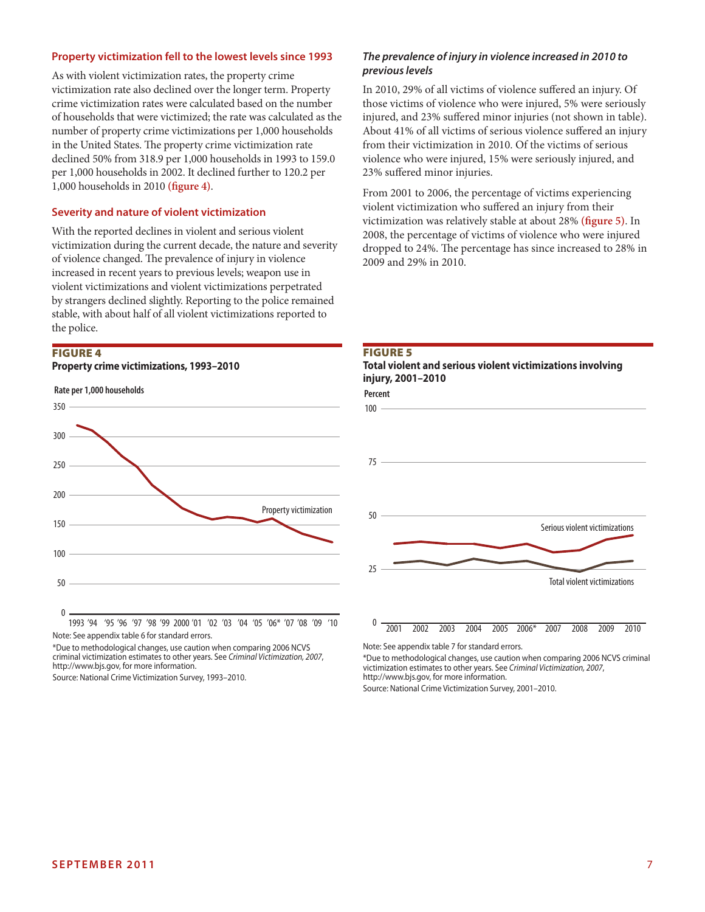## Property victimization fell to the lowest levels since 1993

As with violent victimization rates, the property crime victimization rate also declined over the longer term. Property crime victimization rates were calculated based on the number of households that were victimized; the rate was calculated as the number of property crime victimizations per 1,000 households in the United States. The property crime victimization rate declined 50% from 318.9 per 1,000 households in 1993 to 159.0 per 1,000 households in 2002. It declined further to 120.2 per 1,000 households in 2010 **(figure 4)**.

## Severity and nature of violent victimization

With the reported declines in violent and serious violent victimization during the current decade, the nature and severity of violence changed. The prevalence of injury in violence increased in recent years to previous levels; weapon use in violent victimizations and violent victimizations perpetrated by strangers declined slightly. Reporting to the police remained stable, with about half of all violent victimizations reported to the police.

### *The prevalence of injury in violence increased in 2010 to previous levels*

In 2010, 29% of all victims of violence suffered an injury. Of those victims of violence who were injured, 5% were seriously injured, and 23% suffered minor injuries (not shown in table). About 41% of all victims of serious violence suffered an injury from their victimization in 2010. Of the victims of serious violence who were injured, 15% were seriously injured, and 23% suffered minor injuries.

From 2001 to 2006, the percentage of victims experiencing violent victimization who suffered an injury from their victimization was relatively stable at about 28% **(figure 5)**. In 2008, the percentage of victims of violence who were injured dropped to 24%. The percentage has since increased to 28% in 2009 and 29% in 2010.

**FIGURE 4**
**Property crime victimizations, 1993–2010**

Note: See appendix table 6 for standard errors.
*Due to methodological changes, use caution when comparing 2006 NCVS criminal victimization estimates to other years. See *Criminal Victimization, 2007*, http://www.bjs.gov, for more information.
Source: National Crime Victimization Survey, 1993–2010.

**FIGURE 5**
**Total violent and serious violent victimizations involving injury, 2001–2010**

Note: See appendix table 7 for standard errors.
*Due to methodological changes, use caution when comparing 2006 NCVS criminal victimization estimates to other years. See *Criminal Victimization, 2007*, http://www.bjs.gov, for more information.
Source: National Crime Victimization Survey, 2001–2010.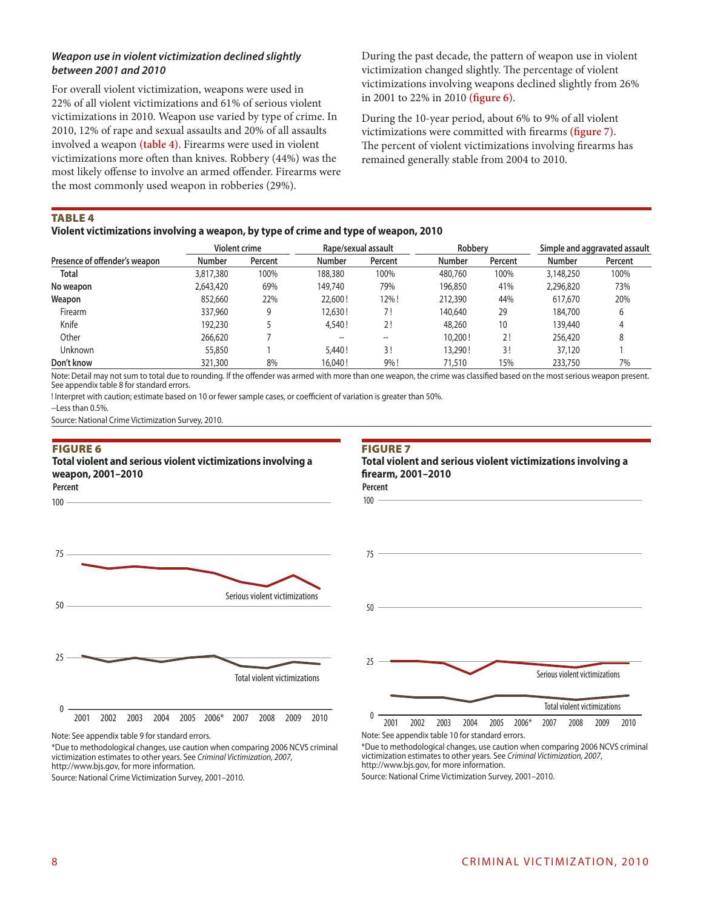### *Weapon use in violent victimization declined slightly between 2001 and 2010*

For overall violent victimization, weapons were used in 22% of all violent victimizations and 61% of serious violent victimizations in 2010. Weapon use varied by type of crime. In 2010, 12% of rape and sexual assaults and 20% of all assaults involved a weapon **(table 4)**. Firearms were used in violent victimizations more often than knives. Robbery (44%) was the most likely offense to involve an armed offender. Firearms were the most commonly used weapon in robberies (29%).

During the past decade, the pattern of weapon use in violent victimization changed slightly. The percentage of violent victimizations involving weapons declined slightly from 26% in 2001 to 22% in 2010 **(figure 6)**.

During the 10-year period, about 6% to 9% of all violent victimizations were committed with firearms **(figure 7).** The percent of violent victimizations involving firearms has remained generally stable from 2004 to 2010.

**TABLE 4**
**Violent victimizations involving a weapon, by type of crime and type of weapon, 2010**

| | Violent crime | | Rape/sexual assault | | Robbery | | Simple and aggravated assault | |
|---|---|---|---|---|---|---|---|---|
| Presence of offender's weapon | Number | Percent | Number | Percent | Number | Percent | Number | Percent |
| **Total** | 3,817,380 | 100% | 188,380 | 100% | 480,760 | 100% | 3,148,250 | 100% |
| **No weapon** | 2,643,420 | 69% | 149,740 | 79% | 196,850 | 41% | 2,296,820 | 73% |
| **Weapon** | 852,660 | 22% | 22,600 ! | 12% ! | 212,390 | 44% | 617,670 | 20% |
| Firearm | 337,960 | 9 | 12,630 ! | 7 ! | 140,640 | 29 | 184,700 | 6 |
| Knife | 192,230 | 5 | 4,540 ! | 2 ! | 48,260 | 10 | 139,440 | 4 |
| Other | 266,620 | 7 | -- | -- | 10,200 ! | 2 ! | 256,420 | 8 |
| Unknown | 55,850 | 1 | 5,440 ! | 3 ! | 13,290 ! | 3 ! | 37,120 | 1 |
| **Don't know** | 321,300 | 8% | 16,040 ! | 9% ! | 71,510 | 15% | 233,750 | 7% |

Note: Detail may not sum to total due to rounding. If the offender was armed with more than one weapon, the crime was classified based on the most serious weapon present. See appendix table 8 for standard errors.

! Interpret with caution; estimate based on 10 or fewer sample cases, or coefficient of variation is greater than 50%.

--Less than 0.5%.

Source: National Crime Victimization Survey, 2010.

**FIGURE 6**
**Total violent and serious violent victimizations involving a weapon, 2001–2010**

Note: See appendix table 9 for standard errors.

*Due to methodological changes, use caution when comparing 2006 NCVS criminal victimization estimates to other years. See *Criminal Victimization, 2007*, http://www.bjs.gov, for more information.

Source: National Crime Victimization Survey, 2001–2010.

**FIGURE 7**
**Total violent and serious violent victimizations involving a firearm, 2001–2010**

Note: See appendix table 10 for standard errors.

*Due to methodological changes, use caution when comparing 2006 NCVS criminal victimization estimates to other years. See *Criminal Victimization, 2007*, http://www.bjs.gov, for more information.

Source: National Crime Victimization Survey, 2001–2010.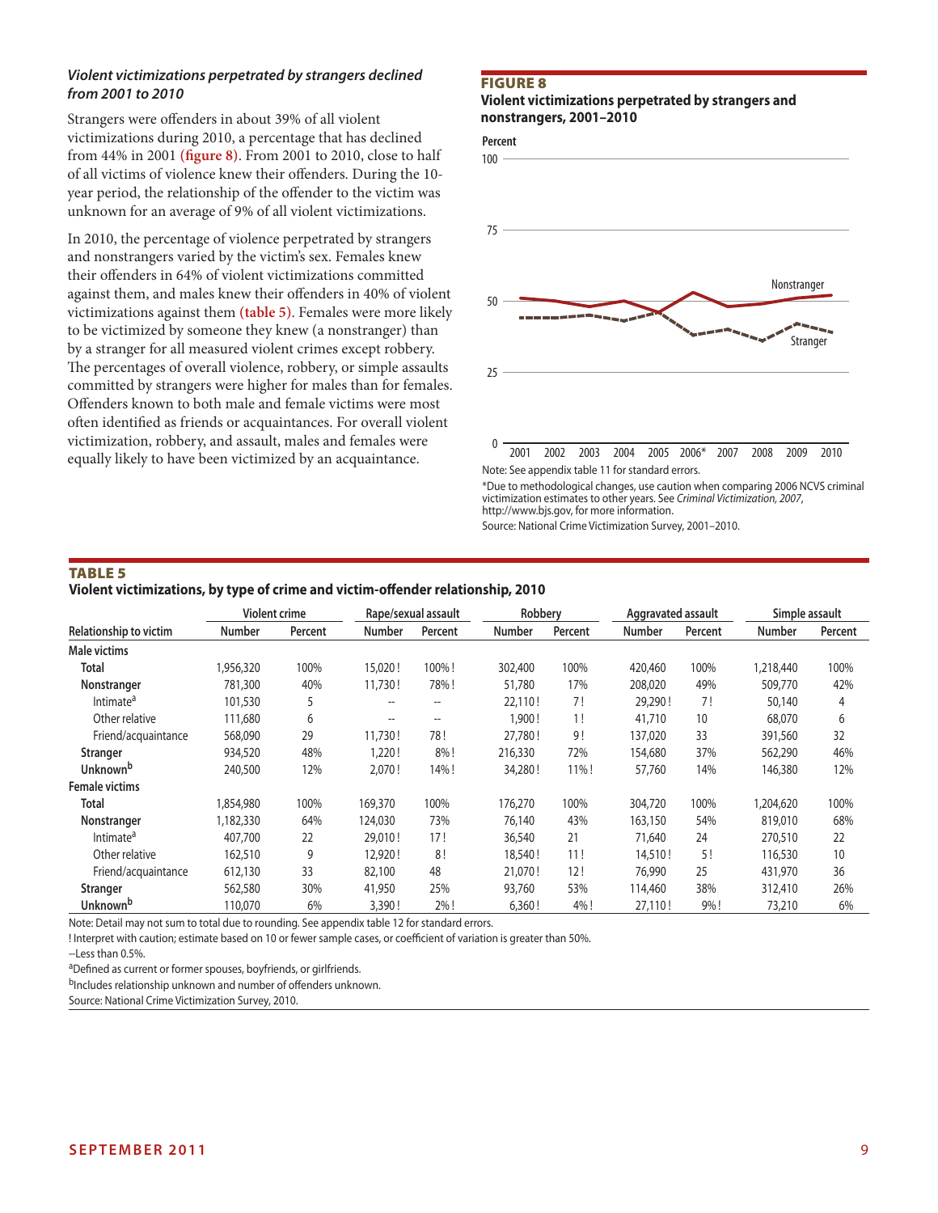### *Violent victimizations perpetrated by strangers declined from 2001 to 2010*

Strangers were offenders in about 39% of all violent victimizations during 2010, a percentage that has declined from 44% in 2001 **(figure 8)**. From 2001 to 2010, close to half of all victims of violence knew their offenders. During the 10-year period, the relationship of the offender to the victim was unknown for an average of 9% of all violent victimizations.

In 2010, the percentage of violence perpetrated by strangers and nonstrangers varied by the victim's sex. Females knew their offenders in 64% of violent victimizations committed against them, and males knew their offenders in 40% of violent victimizations against them **(table 5)**. Females were more likely to be victimized by someone they knew (a nonstranger) than by a stranger for all measured violent crimes except robbery. The percentages of overall violence, robbery, or simple assaults committed by strangers were higher for males than for females. Offenders known to both male and female victims were most often identified as friends or acquaintances. For overall violent victimization, robbery, and assault, males and females were equally likely to have been victimized by an acquaintance.

**FIGURE 8**
**Violent victimizations perpetrated by strangers and nonstrangers, 2001–2010**

Note: See appendix table 11 for standard errors.

*Due to methodological changes, use caution when comparing 2006 NCVS criminal victimization estimates to other years. See *Criminal Victimization, 2007*, http://www.bjs.gov, for more information.

Source: National Crime Victimization Survey, 2001–2010.

**TABLE 5**
**Violent victimizations, by type of crime and victim-offender relationship, 2010**

| Relationship to victim | Violent crime | | Rape/sexual assault | | Robbery | | Aggravated assault | | Simple assault | |
|---|---|---|---|---|---|---|---|---|---|---|
| | Number | Percent | Number | Percent | Number | Percent | Number | Percent | Number | Percent |
| **Male victims** | | | | | | | | | | |
| **Total** | 1,956,320 | 100% | 15,020 ! | 100% ! | 302,400 | 100% | 420,460 | 100% | 1,218,440 | 100% |
| **Nonstranger** | 781,300 | 40% | 11,730 ! | 78% ! | 51,780 | 17% | 208,020 | 49% | 509,770 | 42% |
| Intimate[a] | 101,530 | 5 | -- | -- | 22,110 ! | 7 ! | 29,290 ! | 7 ! | 50,140 | 4 |
| Other relative | 111,680 | 6 | -- | -- | 1,900 ! | 1 ! | 41,710 | 10 | 68,070 | 6 |
| Friend/acquaintance | 568,090 | 29 | 11,730 ! | 78 ! | 27,780 ! | 9 ! | 137,020 | 33 | 391,560 | 32 |
| **Stranger** | 934,520 | 48% | 1,220 ! | 8% ! | 216,330 | 72% | 154,680 | 37% | 562,290 | 46% |
| **Unknown[b]** | 240,500 | 12% | 2,070 ! | 14% ! | 34,280 ! | 11% ! | 57,760 | 14% | 146,380 | 12% |
| **Female victims** | | | | | | | | | | |
| **Total** | 1,854,980 | 100% | 169,370 | 100% | 176,270 | 100% | 304,720 | 100% | 1,204,620 | 100% |
| **Nonstranger** | 1,182,330 | 64% | 124,030 | 73% | 76,140 | 43% | 163,150 | 54% | 819,010 | 68% |
| Intimate[a] | 407,700 | 22 | 29,010 ! | 17 ! | 36,540 | 21 | 71,640 | 24 | 270,510 | 22 |
| Other relative | 162,510 | 9 | 12,920 ! | 8 ! | 18,540 ! | 11 ! | 14,510 ! | 5 ! | 116,530 | 10 |
| Friend/acquaintance | 612,130 | 33 | 82,100 | 48 | 21,070 ! | 12 ! | 76,990 | 25 | 431,970 | 36 |
| **Stranger** | 562,580 | 30% | 41,950 | 25% | 93,760 | 53% | 114,460 | 38% | 312,410 | 26% |
| **Unknown[b]** | 110,070 | 6% | 3,390 ! | 2% ! | 6,360 ! | 4% ! | 27,110 ! | 9% ! | 73,210 | 6% |

Note: Detail may not sum to total due to rounding. See appendix table 12 for standard errors.

! Interpret with caution; estimate based on 10 or fewer sample cases, or coefficient of variation is greater than 50%.

--Less than 0.5%.

[a]Defined as current or former spouses, boyfriends, or girlfriends.

[b]Includes relationship unknown and number of offenders unknown.

Source: National Crime Victimization Survey, 2010.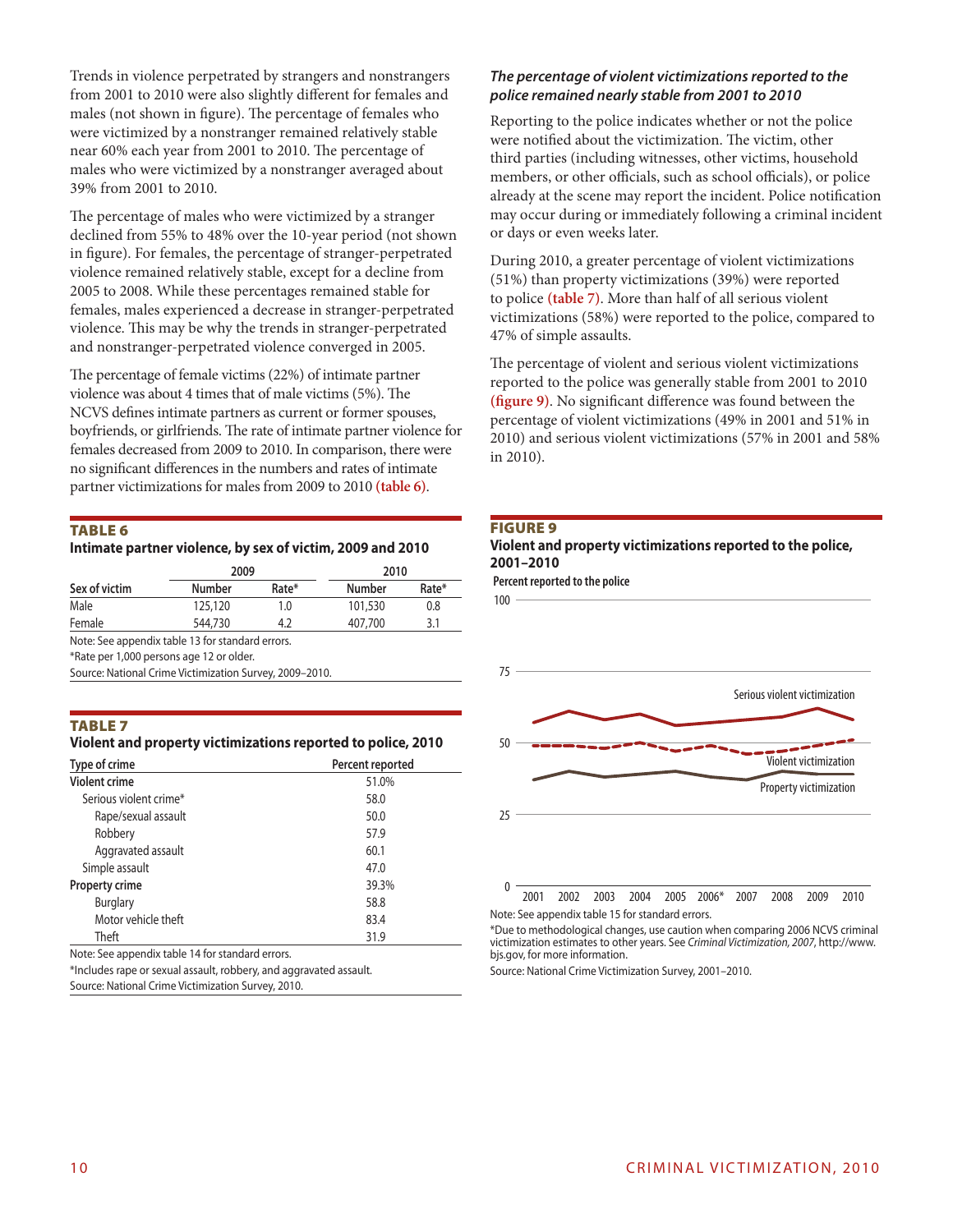Trends in violence perpetrated by strangers and nonstrangers from 2001 to 2010 were also slightly different for females and males (not shown in figure). The percentage of females who were victimized by a nonstranger remained relatively stable near 60% each year from 2001 to 2010. The percentage of males who were victimized by a nonstranger averaged about 39% from 2001 to 2010.

The percentage of males who were victimized by a stranger declined from 55% to 48% over the 10-year period (not shown in figure). For females, the percentage of stranger-perpetrated violence remained relatively stable, except for a decline from 2005 to 2008. While these percentages remained stable for females, males experienced a decrease in stranger-perpetrated violence. This may be why the trends in stranger-perpetrated and nonstranger-perpetrated violence converged in 2005.

The percentage of female victims (22%) of intimate partner violence was about 4 times that of male victims (5%). The NCVS defines intimate partners as current or former spouses, boyfriends, or girlfriends. The rate of intimate partner violence for females decreased from 2009 to 2010. In comparison, there were no significant differences in the numbers and rates of intimate partner victimizations for males from 2009 to 2010 **(table 6)**.

**TABLE 6**

**Intimate partner violence, by sex of victim, 2009 and 2010**

| | 2009 | | 2010 | |
|---|---|---|---|---|
| Sex of victim | Number | Rate* | Number | Rate* |
| Male | 125,120 | 1.0 | 101,530 | 0.8 |
| Female | 544,730 | 4.2 | 407,700 | 3.1 |

Note: See appendix table 13 for standard errors.

*Rate per 1,000 persons age 12 or older.

Source: National Crime Victimization Survey, 2009–2010.

**TABLE 7**

**Violent and property victimizations reported to police, 2010**

| Type of crime | Percent reported |
|---|---|
| **Violent crime** | 51.0% |
| Serious violent crime* | 58.0 |
| Rape/sexual assault | 50.0 |
| Robbery | 57.9 |
| Aggravated assault | 60.1 |
| Simple assault | 47.0 |
| **Property crime** | 39.3% |
| Burglary | 58.8 |
| Motor vehicle theft | 83.4 |
| Theft | 31.9 |

Note: See appendix table 14 for standard errors.

*Includes rape or sexual assault, robbery, and aggravated assault.

Source: National Crime Victimization Survey, 2010.

### *The percentage of violent victimizations reported to the police remained nearly stable from 2001 to 2010*

Reporting to the police indicates whether or not the police were notified about the victimization. The victim, other third parties (including witnesses, other victims, household members, or other officials, such as school officials), or police already at the scene may report the incident. Police notification may occur during or immediately following a criminal incident or days or even weeks later.

During 2010, a greater percentage of violent victimizations (51%) than property victimizations (39%) were reported to police **(table 7)**. More than half of all serious violent victimizations (58%) were reported to the police, compared to 47% of simple assaults.

The percentage of violent and serious violent victimizations reported to the police was generally stable from 2001 to 2010 **(figure 9)**. No significant difference was found between the percentage of violent victimizations (49% in 2001 and 51% in 2010) and serious violent victimizations (57% in 2001 and 58% in 2010).

**FIGURE 9**

**Violent and property victimizations reported to the police, 2001–2010**

Note: See appendix table 15 for standard errors.

*Due to methodological changes, use caution when comparing 2006 NCVS criminal victimization estimates to other years. See *Criminal Victimization, 2007*, http://www.bjs.gov, for more information.

Source: National Crime Victimization Survey, 2001–2010.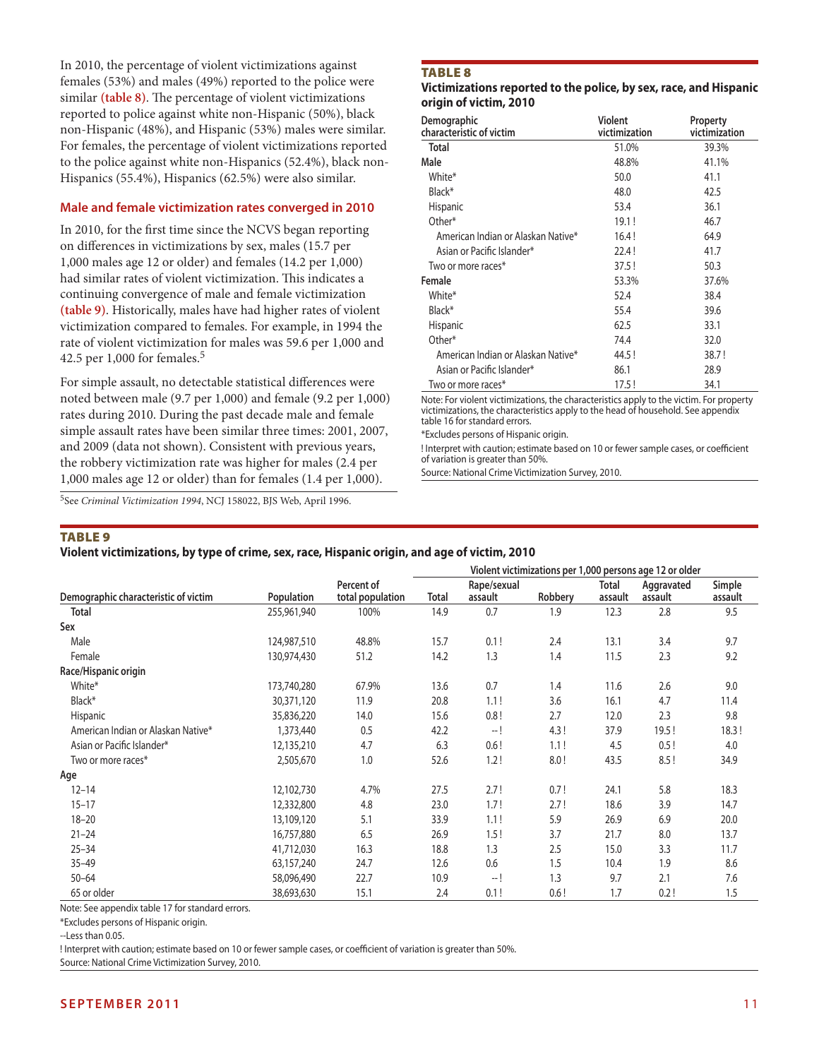In 2010, the percentage of violent victimizations against females (53%) and males (49%) reported to the police were similar **(table 8)**. The percentage of violent victimizations reported to police against white non-Hispanic (50%), black non-Hispanic (48%), and Hispanic (53%) males were similar. For females, the percentage of violent victimizations reported to the police against white non-Hispanics (52.4%), black non-Hispanics (55.4%), Hispanics (62.5%) were also similar.

### Male and female victimization rates converged in 2010

In 2010, for the first time since the NCVS began reporting on differences in victimizations by sex, males (15.7 per 1,000 males age 12 or older) and females (14.2 per 1,000) had similar rates of violent victimization. This indicates a continuing convergence of male and female victimization **(table 9)**. Historically, males have had higher rates of violent victimization compared to females. For example, in 1994 the rate of violent victimization for males was 59.6 per 1,000 and 42.5 per 1,000 for females.[5]

For simple assault, no detectable statistical differences were noted between male (9.7 per 1,000) and female (9.2 per 1,000) rates during 2010. During the past decade male and female simple assault rates have been similar three times: 2001, 2007, and 2009 (data not shown). Consistent with previous years, the robbery victimization rate was higher for males (2.4 per 1,000 males age 12 or older) than for females (1.4 per 1,000).

[5]See *Criminal Victimization 1994*, NCJ 158022, BJS Web, April 1996.

**TABLE 8**
**Victimizations reported to the police, by sex, race, and Hispanic origin of victim, 2010**

| Demographic characteristic of victim | Violent victimization | Property victimization |
|---|---|---|
| **Total** | 51.0% | 39.3% |
| **Male** | 48.8% | 41.1% |
| White* | 50.0 | 41.1 |
| Black* | 48.0 | 42.5 |
| Hispanic | 53.4 | 36.1 |
| Other* | 19.1 ! | 46.7 |
| American Indian or Alaskan Native* | 16.4 ! | 64.9 |
| Asian or Pacific Islander* | 22.4 ! | 41.7 |
| Two or more races* | 37.5 ! | 50.3 |
| **Female** | 53.3% | 37.6% |
| White* | 52.4 | 38.4 |
| Black* | 55.4 | 39.6 |
| Hispanic | 62.5 | 33.1 |
| Other* | 74.4 | 32.0 |
| American Indian or Alaskan Native* | 44.5 ! | 38.7 ! |
| Asian or Pacific Islander* | 86.1 | 28.9 |
| Two or more races* | 17.5 ! | 34.1 |

Note: For violent victimizations, the characteristics apply to the victim. For property victimizations, the characteristics apply to the head of household. See appendix table 16 for standard errors.

*Excludes persons of Hispanic origin.

! Interpret with caution; estimate based on 10 or fewer sample cases, or coefficient of variation is greater than 50%.

Source: National Crime Victimization Survey, 2010.

**TABLE 9**
**Violent victimizations, by type of crime, sex, race, Hispanic origin, and age of victim, 2010**

| | | | Violent victimizations per 1,000 persons age 12 or older | | | | | |
|---|---|---|---|---|---|---|---|---|
| Demographic characteristic of victim | Population | Percent of total population | Total | Rape/sexual assault | Robbery | Total assault | Aggravated assault | Simple assault |
| **Total** | 255,961,940 | 100% | 14.9 | 0.7 | 1.9 | 12.3 | 2.8 | 9.5 |
| **Sex** | | | | | | | | |
| Male | 124,987,510 | 48.8% | 15.7 | 0.1 ! | 2.4 | 13.1 | 3.4 | 9.7 |
| Female | 130,974,430 | 51.2 | 14.2 | 1.3 | 1.4 | 11.5 | 2.3 | 9.2 |
| **Race/Hispanic origin** | | | | | | | | |
| White* | 173,740,280 | 67.9% | 13.6 | 0.7 | 1.4 | 11.6 | 2.6 | 9.0 |
| Black* | 30,371,120 | 11.9 | 20.8 | 1.1 ! | 3.6 | 16.1 | 4.7 | 11.4 |
| Hispanic | 35,836,220 | 14.0 | 15.6 | 0.8 ! | 2.7 | 12.0 | 2.3 | 9.8 |
| American Indian or Alaskan Native* | 1,373,440 | 0.5 | 42.2 | -- ! | 4.3 ! | 37.9 | 19.5 ! | 18.3 ! |
| Asian or Pacific Islander* | 12,135,210 | 4.7 | 6.3 | 0.6 ! | 1.1 ! | 4.5 | 0.5 ! | 4.0 |
| Two or more races* | 2,505,670 | 1.0 | 52.6 | 1.2 ! | 8.0 ! | 43.5 | 8.5 ! | 34.9 |
| **Age** | | | | | | | | |
| 12–14 | 12,102,730 | 4.7% | 27.5 | 2.7 ! | 0.7 ! | 24.1 | 5.8 | 18.3 |
| 15–17 | 12,332,800 | 4.8 | 23.0 | 1.7 ! | 2.7 ! | 18.6 | 3.9 | 14.7 |
| 18–20 | 13,109,120 | 5.1 | 33.9 | 1.1 ! | 5.9 | 26.9 | 6.9 | 20.0 |
| 21–24 | 16,757,880 | 6.5 | 26.9 | 1.5 ! | 3.7 | 21.7 | 8.0 | 13.7 |
| 25–34 | 41,712,030 | 16.3 | 18.8 | 1.3 | 2.5 | 15.0 | 3.3 | 11.7 |
| 35–49 | 63,157,240 | 24.7 | 12.6 | 0.6 | 1.5 | 10.4 | 1.9 | 8.6 |
| 50–64 | 58,096,490 | 22.7 | 10.9 | -- ! | 1.3 | 9.7 | 2.1 | 7.6 |
| 65 or older | 38,693,630 | 15.1 | 2.4 | 0.1 ! | 0.6 ! | 1.7 | 0.2 ! | 1.5 |

Note: See appendix table 17 for standard errors.

*Excludes persons of Hispanic origin.

--Less than 0.05.

! Interpret with caution; estimate based on 10 or fewer sample cases, or coefficient of variation is greater than 50%.

Source: National Crime Victimization Survey, 2010.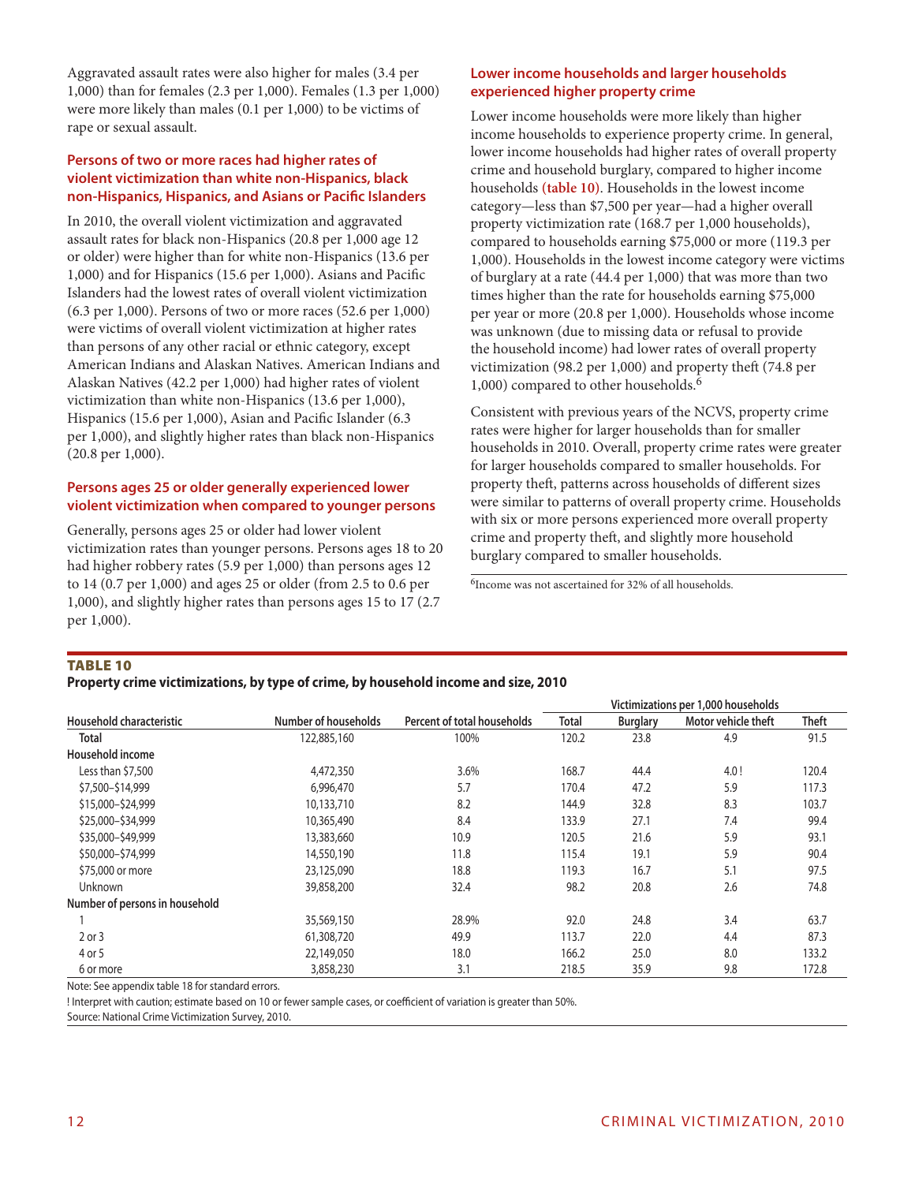Aggravated assault rates were also higher for males (3.4 per 1,000) than for females (2.3 per 1,000). Females (1.3 per 1,000) were more likely than males (0.1 per 1,000) to be victims of rape or sexual assault.

### Persons of two or more races had higher rates of violent victimization than white non-Hispanics, black non-Hispanics, Hispanics, and Asians or Pacific Islanders

In 2010, the overall violent victimization and aggravated assault rates for black non-Hispanics (20.8 per 1,000 age 12 or older) were higher than for white non-Hispanics (13.6 per 1,000) and for Hispanics (15.6 per 1,000). Asians and Pacific Islanders had the lowest rates of overall violent victimization (6.3 per 1,000). Persons of two or more races (52.6 per 1,000) were victims of overall violent victimization at higher rates than persons of any other racial or ethnic category, except American Indians and Alaskan Natives. American Indians and Alaskan Natives (42.2 per 1,000) had higher rates of violent victimization than white non-Hispanics (13.6 per 1,000), Hispanics (15.6 per 1,000), Asian and Pacific Islander (6.3 per 1,000), and slightly higher rates than black non-Hispanics (20.8 per 1,000).

### Persons ages 25 or older generally experienced lower violent victimization when compared to younger persons

Generally, persons ages 25 or older had lower violent victimization rates than younger persons. Persons ages 18 to 20 had higher robbery rates (5.9 per 1,000) than persons ages 12 to 14 (0.7 per 1,000) and ages 25 or older (from 2.5 to 0.6 per 1,000), and slightly higher rates than persons ages 15 to 17 (2.7 per 1,000).

### Lower income households and larger households experienced higher property crime

Lower income households were more likely than higher income households to experience property crime. In general, lower income households had higher rates of overall property crime and household burglary, compared to higher income households (table 10). Households in the lowest income category—less than $7,500 per year—had a higher overall property victimization rate (168.7 per 1,000 households), compared to households earning $75,000 or more (119.3 per 1,000). Households in the lowest income category were victims of burglary at a rate (44.4 per 1,000) that was more than two times higher than the rate for households earning $75,000 per year or more (20.8 per 1,000). Households whose income was unknown (due to missing data or refusal to provide the household income) had lower rates of overall property victimization (98.2 per 1,000) and property theft (74.8 per 1,000) compared to other households.[6]

Consistent with previous years of the NCVS, property crime rates were higher for larger households than for smaller households in 2010. Overall, property crime rates were greater for larger households compared to smaller households. For property theft, patterns across households of different sizes were similar to patterns of overall property crime. Households with six or more persons experienced more overall property crime and property theft, and slightly more household burglary compared to smaller households.

[6]Income was not ascertained for 32% of all households.

**TABLE 10**

**Property crime victimizations, by type of crime, by household income and size, 2010**

| Household characteristic | Number of households | Percent of total households | Victimizations per 1,000 households | | | |
|---|---|---|---|---|---|---|
| | | | Total | Burglary | Motor vehicle theft | Theft |
| **Total** | 122,885,160 | 100% | 120.2 | 23.8 | 4.9 | 91.5 |
| **Household income** | | | | | | |
| Less than $7,500 | 4,472,350 | 3.6% | 168.7 | 44.4 | 4.0 ! | 120.4 |
| $7,500–$14,999 | 6,996,470 | 5.7 | 170.4 | 47.2 | 5.9 | 117.3 |
| $15,000–$24,999 | 10,133,710 | 8.2 | 144.9 | 32.8 | 8.3 | 103.7 |
| $25,000–$34,999 | 10,365,490 | 8.4 | 133.9 | 27.1 | 7.4 | 99.4 |
| $35,000–$49,999 | 13,383,660 | 10.9 | 120.5 | 21.6 | 5.9 | 93.1 |
| $50,000–$74,999 | 14,550,190 | 11.8 | 115.4 | 19.1 | 5.9 | 90.4 |
| $75,000 or more | 23,125,090 | 18.8 | 119.3 | 16.7 | 5.1 | 97.5 |
| Unknown | 39,858,200 | 32.4 | 98.2 | 20.8 | 2.6 | 74.8 |
| **Number of persons in household** | | | | | | |
| 1 | 35,569,150 | 28.9% | 92.0 | 24.8 | 3.4 | 63.7 |
| 2 or 3 | 61,308,720 | 49.9 | 113.7 | 22.0 | 4.4 | 87.3 |
| 4 or 5 | 22,149,050 | 18.0 | 166.2 | 25.0 | 8.0 | 133.2 |
| 6 or more | 3,858,230 | 3.1 | 218.5 | 35.9 | 9.8 | 172.8 |

Note: See appendix table 18 for standard errors.

! Interpret with caution; estimate based on 10 or fewer sample cases, or coefficient of variation is greater than 50%.

Source: National Crime Victimization Survey, 2010.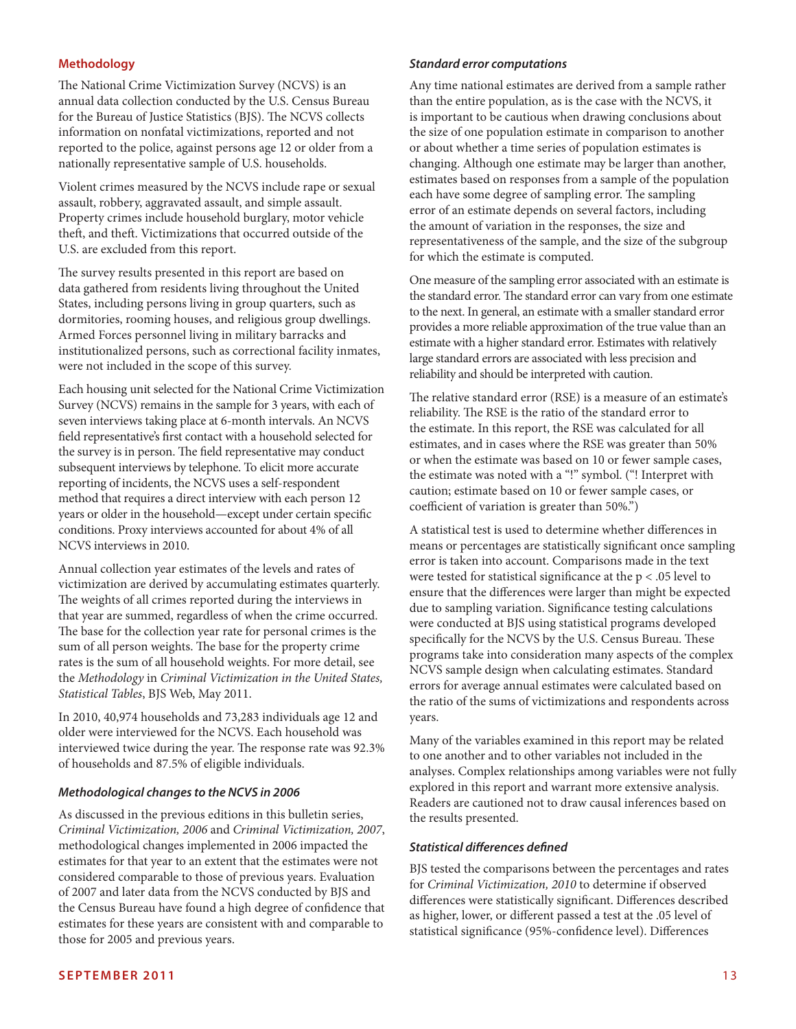## Methodology

The National Crime Victimization Survey (NCVS) is an annual data collection conducted by the U.S. Census Bureau for the Bureau of Justice Statistics (BJS). The NCVS collects information on nonfatal victimizations, reported and not reported to the police, against persons age 12 or older from a nationally representative sample of U.S. households.

Violent crimes measured by the NCVS include rape or sexual assault, robbery, aggravated assault, and simple assault. Property crimes include household burglary, motor vehicle theft, and theft. Victimizations that occurred outside of the U.S. are excluded from this report.

The survey results presented in this report are based on data gathered from residents living throughout the United States, including persons living in group quarters, such as dormitories, rooming houses, and religious group dwellings. Armed Forces personnel living in military barracks and institutionalized persons, such as correctional facility inmates, were not included in the scope of this survey.

Each housing unit selected for the National Crime Victimization Survey (NCVS) remains in the sample for 3 years, with each of seven interviews taking place at 6-month intervals. An NCVS field representative's first contact with a household selected for the survey is in person. The field representative may conduct subsequent interviews by telephone. To elicit more accurate reporting of incidents, the NCVS uses a self-respondent method that requires a direct interview with each person 12 years or older in the household—except under certain specific conditions. Proxy interviews accounted for about 4% of all NCVS interviews in 2010.

Annual collection year estimates of the levels and rates of victimization are derived by accumulating estimates quarterly. The weights of all crimes reported during the interviews in that year are summed, regardless of when the crime occurred. The base for the collection year rate for personal crimes is the sum of all person weights. The base for the property crime rates is the sum of all household weights. For more detail, see the *Methodology* in *Criminal Victimization in the United States, Statistical Tables*, BJS Web, May 2011.

In 2010, 40,974 households and 73,283 individuals age 12 and older were interviewed for the NCVS. Each household was interviewed twice during the year. The response rate was 92.3% of households and 87.5% of eligible individuals.

### Methodological changes to the NCVS in 2006

As discussed in the previous editions in this bulletin series, *Criminal Victimization, 2006* and *Criminal Victimization, 2007*, methodological changes implemented in 2006 impacted the estimates for that year to an extent that the estimates were not considered comparable to those of previous years. Evaluation of 2007 and later data from the NCVS conducted by BJS and the Census Bureau have found a high degree of confidence that estimates for these years are consistent with and comparable to those for 2005 and previous years.

### Standard error computations

Any time national estimates are derived from a sample rather than the entire population, as is the case with the NCVS, it is important to be cautious when drawing conclusions about the size of one population estimate in comparison to another or about whether a time series of population estimates is changing. Although one estimate may be larger than another, estimates based on responses from a sample of the population each have some degree of sampling error. The sampling error of an estimate depends on several factors, including the amount of variation in the responses, the size and representativeness of the sample, and the size of the subgroup for which the estimate is computed.

One measure of the sampling error associated with an estimate is the standard error. The standard error can vary from one estimate to the next. In general, an estimate with a smaller standard error provides a more reliable approximation of the true value than an estimate with a higher standard error. Estimates with relatively large standard errors are associated with less precision and reliability and should be interpreted with caution.

The relative standard error (RSE) is a measure of an estimate's reliability. The RSE is the ratio of the standard error to the estimate. In this report, the RSE was calculated for all estimates, and in cases where the RSE was greater than 50% or when the estimate was based on 10 or fewer sample cases, the estimate was noted with a "!" symbol. ("! Interpret with caution; estimate based on 10 or fewer sample cases, or coefficient of variation is greater than 50%.")

A statistical test is used to determine whether differences in means or percentages are statistically significant once sampling error is taken into account. Comparisons made in the text were tested for statistical significance at the $p < .05$ level to ensure that the differences were larger than might be expected due to sampling variation. Significance testing calculations were conducted at BJS using statistical programs developed specifically for the NCVS by the U.S. Census Bureau. These programs take into consideration many aspects of the complex NCVS sample design when calculating estimates. Standard errors for average annual estimates were calculated based on the ratio of the sums of victimizations and respondents across years.

Many of the variables examined in this report may be related to one another and to other variables not included in the analyses. Complex relationships among variables were not fully explored in this report and warrant more extensive analysis. Readers are cautioned not to draw causal inferences based on the results presented.

### Statistical differences defined

BJS tested the comparisons between the percentages and rates for *Criminal Victimization, 2010* to determine if observed differences were statistically significant. Differences described as higher, lower, or different passed a test at the .05 level of statistical significance (95%-confidence level). Differences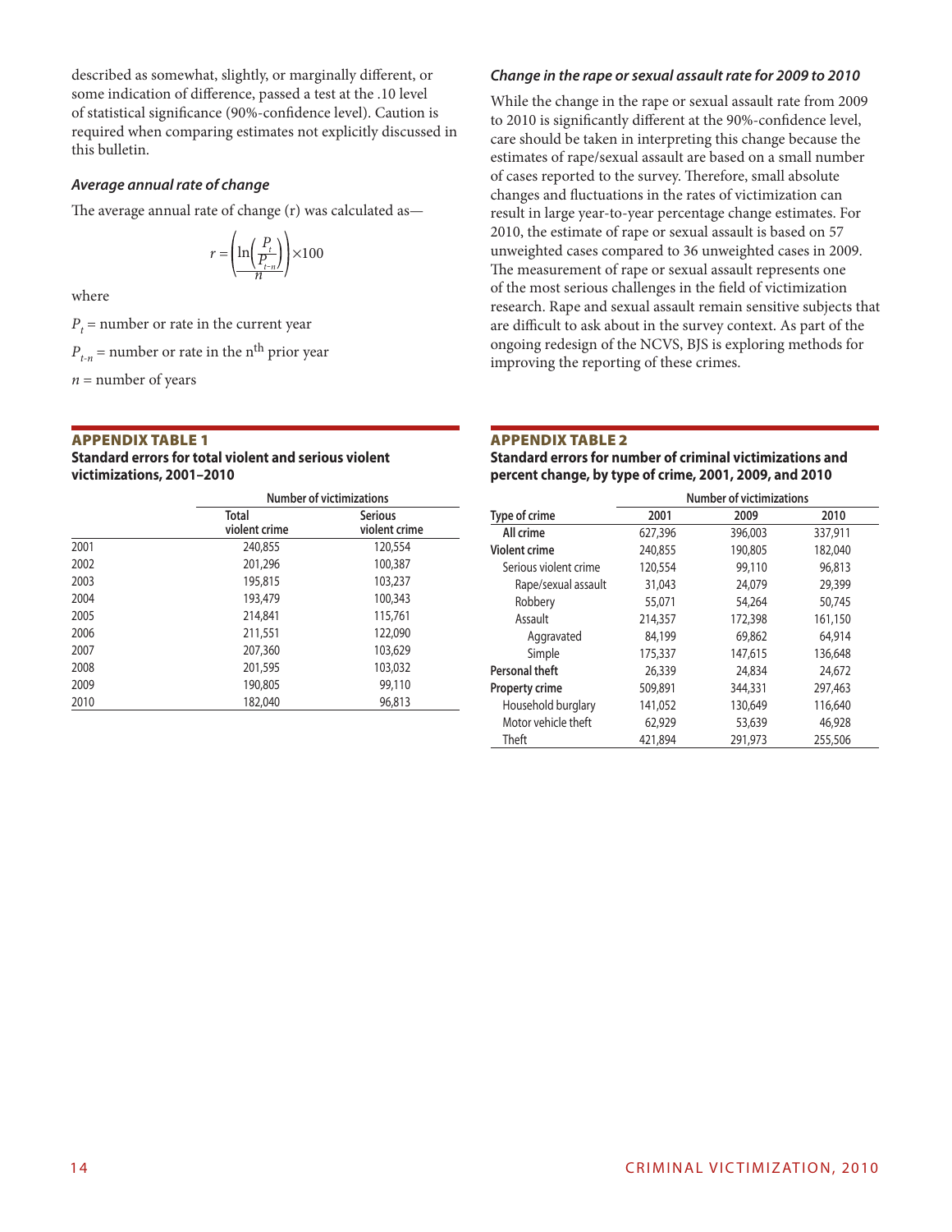described as somewhat, slightly, or marginally different, or some indication of difference, passed a test at the .10 level of statistical significance (90%-confidence level). Caution is required when comparing estimates not explicitly discussed in this bulletin.

### *Average annual rate of change*

The average annual rate of change (r) was calculated as—

$$r = \left( \frac{\ln\left(\frac{P_t}{P_{t-n}}\right)}{n} \right) \times 100$$

where

$P_t$ = number or rate in the current year

$P_{t-n}$ = number or rate in the n<sup>th</sup> prior year

$n$ = number of years

### *Change in the rape or sexual assault rate for 2009 to 2010*

While the change in the rape or sexual assault rate from 2009 to 2010 is significantly different at the 90%-confidence level, care should be taken in interpreting this change because the estimates of rape/sexual assault are based on a small number of cases reported to the survey. Therefore, small absolute changes and fluctuations in the rates of victimization can result in large year-to-year percentage change estimates. For 2010, the estimate of rape or sexual assault is based on 57 unweighted cases compared to 36 unweighted cases in 2009. The measurement of rape or sexual assault represents one of the most serious challenges in the field of victimization research. Rape and sexual assault remain sensitive subjects that are difficult to ask about in the survey context. As part of the ongoing redesign of the NCVS, BJS is exploring methods for improving the reporting of these crimes.

**APPENDIX TABLE 1**
**Standard errors for total violent and serious violent victimizations, 2001–2010**

| | Number of victimizations | |
|---|---|---|
| | Total violent crime | Serious violent crime |
| 2001 | 240,855 | 120,554 |
| 2002 | 201,296 | 100,387 |
| 2003 | 195,815 | 103,237 |
| 2004 | 193,479 | 100,343 |
| 2005 | 214,841 | 115,761 |
| 2006 | 211,551 | 122,090 |
| 2007 | 207,360 | 103,629 |
| 2008 | 201,595 | 103,032 |
| 2009 | 190,805 | 99,110 |
| 2010 | 182,040 | 96,813 |

**APPENDIX TABLE 2**
**Standard errors for number of criminal victimizations and percent change, by type of crime, 2001, 2009, and 2010**

| | Number of victimizations | | |
|---|---|---|---|
| Type of crime | 2001 | 2009 | 2010 |
| All crime | 627,396 | 396,003 | 337,911 |
| Violent crime | 240,855 | 190,805 | 182,040 |
| Serious violent crime | 120,554 | 99,110 | 96,813 |
| Rape/sexual assault | 31,043 | 24,079 | 29,399 |
| Robbery | 55,071 | 54,264 | 50,745 |
| Assault | 214,357 | 172,398 | 161,150 |
| Aggravated | 84,199 | 69,862 | 64,914 |
| Simple | 175,337 | 147,615 | 136,648 |
| Personal theft | 26,339 | 24,834 | 24,672 |
| Property crime | 509,891 | 344,331 | 297,463 |
| Household burglary | 141,052 | 130,649 | 116,640 |
| Motor vehicle theft | 62,929 | 53,639 | 46,928 |
| Theft | 421,894 | 291,973 | 255,506 |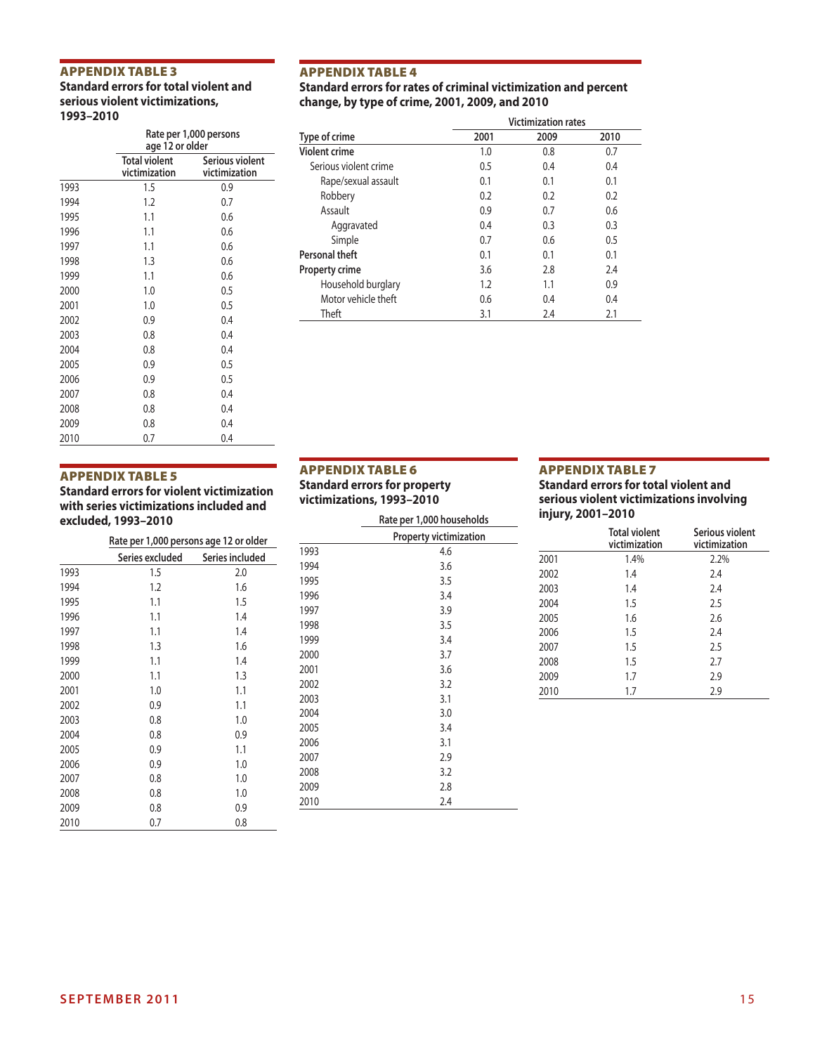### APPENDIX TABLE 3

**Standard errors for total violent and serious violent victimizations, 1993–2010**

| | Rate per 1,000 persons age 12 or older | |
|---|---|---|
| | Total violent victimization | Serious violent victimization |
| 1993 | 1.5 | 0.9 |
| 1994 | 1.2 | 0.7 |
| 1995 | 1.1 | 0.6 |
| 1996 | 1.1 | 0.6 |
| 1997 | 1.1 | 0.6 |
| 1998 | 1.3 | 0.6 |
| 1999 | 1.1 | 0.6 |
| 2000 | 1.0 | 0.5 |
| 2001 | 1.0 | 0.5 |
| 2002 | 0.9 | 0.4 |
| 2003 | 0.8 | 0.4 |
| 2004 | 0.8 | 0.4 |
| 2005 | 0.9 | 0.5 |
| 2006 | 0.9 | 0.5 |
| 2007 | 0.8 | 0.4 |
| 2008 | 0.8 | 0.4 |
| 2009 | 0.8 | 0.4 |
| 2010 | 0.7 | 0.4 |

### APPENDIX TABLE 4

**Standard errors for rates of criminal victimization and percent change, by type of crime, 2001, 2009, and 2010**

| | Victimization rates | | |
|---|---|---|---|
| Type of crime | 2001 | 2009 | 2010 |
| **Violent crime** | 1.0 | 0.8 | 0.7 |
| Serious violent crime | 0.5 | 0.4 | 0.4 |
| Rape/sexual assault | 0.1 | 0.1 | 0.1 |
| Robbery | 0.2 | 0.2 | 0.2 |
| Assault | 0.9 | 0.7 | 0.6 |
| Aggravated | 0.4 | 0.3 | 0.3 |
| Simple | 0.7 | 0.6 | 0.5 |
| **Personal theft** | 0.1 | 0.1 | 0.1 |
| **Property crime** | 3.6 | 2.8 | 2.4 |
| Household burglary | 1.2 | 1.1 | 0.9 |
| Motor vehicle theft | 0.6 | 0.4 | 0.4 |
| Theft | 3.1 | 2.4 | 2.1 |

### APPENDIX TABLE 5

**Standard errors for violent victimization with series victimizations included and excluded, 1993–2010**

| | Rate per 1,000 persons age 12 or older | |
|---|---|---|
| | Series excluded | Series included |
| 1993 | 1.5 | 2.0 |
| 1994 | 1.2 | 1.6 |
| 1995 | 1.1 | 1.5 |
| 1996 | 1.1 | 1.4 |
| 1997 | 1.1 | 1.4 |
| 1998 | 1.3 | 1.6 |
| 1999 | 1.1 | 1.4 |
| 2000 | 1.1 | 1.3 |
| 2001 | 1.0 | 1.1 |
| 2002 | 0.9 | 1.1 |
| 2003 | 0.8 | 1.0 |
| 2004 | 0.8 | 0.9 |
| 2005 | 0.9 | 1.1 |
| 2006 | 0.9 | 1.0 |
| 2007 | 0.8 | 1.0 |
| 2008 | 0.8 | 1.0 |
| 2009 | 0.8 | 0.9 |
| 2010 | 0.7 | 0.8 |

### APPENDIX TABLE 6

**Standard errors for property victimizations, 1993–2010**

| | Rate per 1,000 households |
|---|---|
| | Property victimization |
| 1993 | 4.6 |
| 1994 | 3.6 |
| 1995 | 3.5 |
| 1996 | 3.4 |
| 1997 | 3.9 |
| 1998 | 3.5 |
| 1999 | 3.4 |
| 2000 | 3.7 |
| 2001 | 3.6 |
| 2002 | 3.2 |
| 2003 | 3.1 |
| 2004 | 3.0 |
| 2005 | 3.4 |
| 2006 | 3.1 |
| 2007 | 2.9 |
| 2008 | 3.2 |
| 2009 | 2.8 |
| 2010 | 2.4 |

### APPENDIX TABLE 7

**Standard errors for total violent and serious violent victimizations involving injury, 2001–2010**

| | Total violent victimization | Serious violent victimization |
|---|---|---|
| 2001 | 1.4% | 2.2% |
| 2002 | 1.4 | 2.4 |
| 2003 | 1.4 | 2.4 |
| 2004 | 1.5 | 2.5 |
| 2005 | 1.6 | 2.6 |
| 2006 | 1.5 | 2.4 |
| 2007 | 1.5 | 2.5 |
| 2008 | 1.5 | 2.7 |
| 2009 | 1.7 | 2.9 |
| 2010 | 1.7 | 2.9 |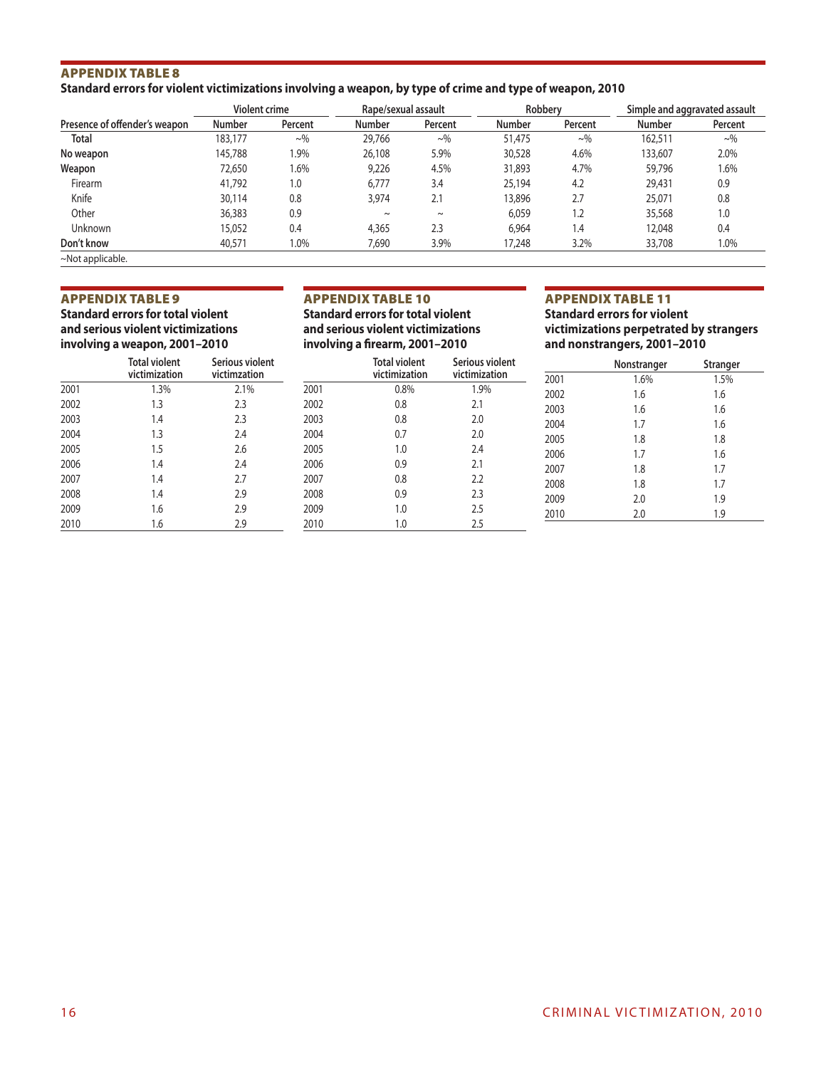## APPENDIX TABLE 8

**Standard errors for violent victimizations involving a weapon, by type of crime and type of weapon, 2010**

| Presence of offender's weapon | Violent crime | | Rape/sexual assault | | Robbery | | Simple and aggravated assault | |
|---|---|---|---|---|---|---|---|---|
| | Number | Percent | Number | Percent | Number | Percent | Number | Percent |
| **Total** | 183,177 | ~% | 29,766 | ~% | 51,475 | ~% | 162,511 | ~% |
| **No weapon** | 145,788 | 1.9% | 26,108 | 5.9% | 30,528 | 4.6% | 133,607 | 2.0% |
| **Weapon** | 72,650 | 1.6% | 9,226 | 4.5% | 31,893 | 4.7% | 59,796 | 1.6% |
| Firearm | 41,792 | 1.0 | 6,777 | 3.4 | 25,194 | 4.2 | 29,431 | 0.9 |
| Knife | 30,114 | 0.8 | 3,974 | 2.1 | 13,896 | 2.7 | 25,071 | 0.8 |
| Other | 36,383 | 0.9 | ~ | ~ | 6,059 | 1.2 | 35,568 | 1.0 |
| Unknown | 15,052 | 0.4 | 4,365 | 2.3 | 6,964 | 1.4 | 12,048 | 0.4 |
| **Don't know** | 40,571 | 1.0% | 7,690 | 3.9% | 17,248 | 3.2% | 33,708 | 1.0% |

~Not applicable.

## APPENDIX TABLE 9

**Standard errors for total violent and serious violent victimizations involving a weapon, 2001–2010**

| | Total violent victimization | Serious violent victimzation |
|---|---|---|
| 2001 | 1.3% | 2.1% |
| 2002 | 1.3 | 2.3 |
| 2003 | 1.4 | 2.3 |
| 2004 | 1.3 | 2.4 |
| 2005 | 1.5 | 2.6 |
| 2006 | 1.4 | 2.4 |
| 2007 | 1.4 | 2.7 |
| 2008 | 1.4 | 2.9 |
| 2009 | 1.6 | 2.9 |
| 2010 | 1.6 | 2.9 |

## APPENDIX TABLE 10

**Standard errors for total violent and serious violent victimizations involving a firearm, 2001–2010**

| | Total violent victimization | Serious violent victimization |
|---|---|---|
| 2001 | 0.8% | 1.9% |
| 2002 | 0.8 | 2.1 |
| 2003 | 0.8 | 2.0 |
| 2004 | 0.7 | 2.0 |
| 2005 | 1.0 | 2.4 |
| 2006 | 0.9 | 2.1 |
| 2007 | 0.8 | 2.2 |
| 2008 | 0.9 | 2.3 |
| 2009 | 1.0 | 2.5 |
| 2010 | 1.0 | 2.5 |

## APPENDIX TABLE 11

**Standard errors for violent victimizations perpetrated by strangers and nonstrangers, 2001–2010**

| | Nonstranger | Stranger |
|---|---|---|
| 2001 | 1.6% | 1.5% |
| 2002 | 1.6 | 1.6 |
| 2003 | 1.6 | 1.6 |
| 2004 | 1.7 | 1.6 |
| 2005 | 1.8 | 1.8 |
| 2006 | 1.7 | 1.6 |
| 2007 | 1.8 | 1.7 |
| 2008 | 1.8 | 1.7 |
| 2009 | 2.0 | 1.9 |
| 2010 | 2.0 | 1.9 |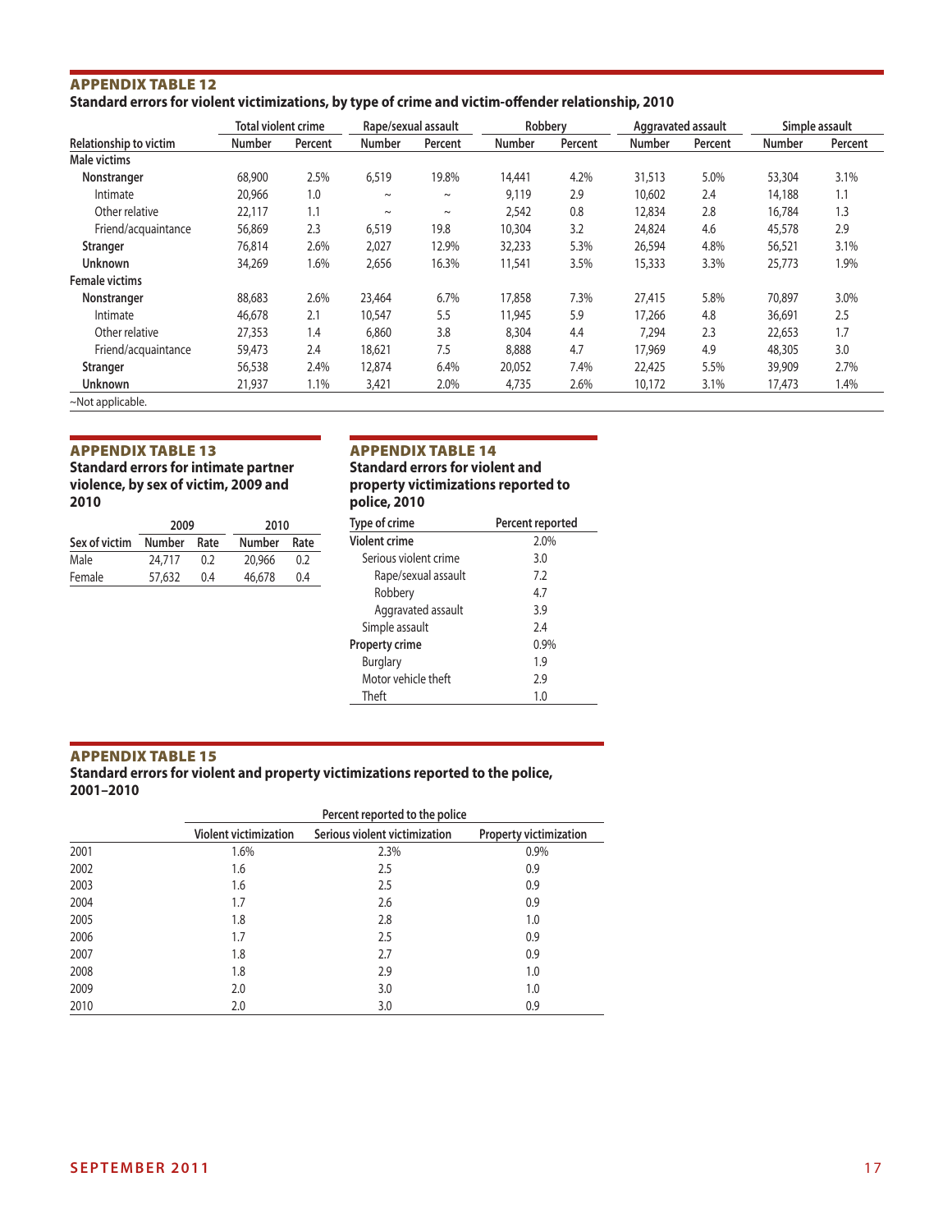## APPENDIX TABLE 12

**Standard errors for violent victimizations, by type of crime and victim-offender relationship, 2010**

| Relationship to victim | Total violent crime | | Rape/sexual assault | | Robbery | | Aggravated assault | | Simple assault | |
|---|---|---|---|---|---|---|---|---|---|---|
| | Number | Percent | Number | Percent | Number | Percent | Number | Percent | Number | Percent |
| **Male victims** | | | | | | | | | | |
| **Nonstranger** | 68,900 | 2.5% | 6,519 | 19.8% | 14,441 | 4.2% | 31,513 | 5.0% | 53,304 | 3.1% |
| Intimate | 20,966 | 1.0 | ~ | ~ | 9,119 | 2.9 | 10,602 | 2.4 | 14,188 | 1.1 |
| Other relative | 22,117 | 1.1 | ~ | ~ | 2,542 | 0.8 | 12,834 | 2.8 | 16,784 | 1.3 |
| Friend/acquaintance | 56,869 | 2.3 | 6,519 | 19.8 | 10,304 | 3.2 | 24,824 | 4.6 | 45,578 | 2.9 |
| **Stranger** | 76,814 | 2.6% | 2,027 | 12.9% | 32,233 | 5.3% | 26,594 | 4.8% | 56,521 | 3.1% |
| **Unknown** | 34,269 | 1.6% | 2,656 | 16.3% | 11,541 | 3.5% | 15,333 | 3.3% | 25,773 | 1.9% |
| **Female victims** | | | | | | | | | | |
| **Nonstranger** | 88,683 | 2.6% | 23,464 | 6.7% | 17,858 | 7.3% | 27,415 | 5.8% | 70,897 | 3.0% |
| Intimate | 46,678 | 2.1 | 10,547 | 5.5 | 11,945 | 5.9 | 17,266 | 4.8 | 36,691 | 2.5 |
| Other relative | 27,353 | 1.4 | 6,860 | 3.8 | 8,304 | 4.4 | 7,294 | 2.3 | 22,653 | 1.7 |
| Friend/acquaintance | 59,473 | 2.4 | 18,621 | 7.5 | 8,888 | 4.7 | 17,969 | 4.9 | 48,305 | 3.0 |
| **Stranger** | 56,538 | 2.4% | 12,874 | 6.4% | 20,052 | 7.4% | 22,425 | 5.5% | 39,909 | 2.7% |
| **Unknown** | 21,937 | 1.1% | 3,421 | 2.0% | 4,735 | 2.6% | 10,172 | 3.1% | 17,473 | 1.4% |

~Not applicable.

## APPENDIX TABLE 13

**Standard errors for intimate partner violence, by sex of victim, 2009 and 2010**

| Sex of victim | 2009 | | 2010 | |
|---|---|---|---|---|
| | Number | Rate | Number | Rate |
| Male | 24,717 | 0.2 | 20,966 | 0.2 |
| Female | 57,632 | 0.4 | 46,678 | 0.4 |

## APPENDIX TABLE 14

**Standard errors for violent and property victimizations reported to police, 2010**

| Type of crime | Percent reported |
|---|---|
| **Violent crime** | 2.0% |
| Serious violent crime | 3.0 |
| Rape/sexual assault | 7.2 |
| Robbery | 4.7 |
| Aggravated assault | 3.9 |
| Simple assault | 2.4 |
| **Property crime** | 0.9% |
| Burglary | 1.9 |
| Motor vehicle theft | 2.9 |
| Theft | 1.0 |

## APPENDIX TABLE 15

**Standard errors for violent and property victimizations reported to the police, 2001–2010**

| | Percent reported to the police | | |
|---|---|---|---|
| | Violent victimization | Serious violent victimization | Property victimization |
| 2001 | 1.6% | 2.3% | 0.9% |
| 2002 | 1.6 | 2.5 | 0.9 |
| 2003 | 1.6 | 2.5 | 0.9 |
| 2004 | 1.7 | 2.6 | 0.9 |
| 2005 | 1.8 | 2.8 | 1.0 |
| 2006 | 1.7 | 2.5 | 0.9 |
| 2007 | 1.8 | 2.7 | 0.9 |
| 2008 | 1.8 | 2.9 | 1.0 |
| 2009 | 2.0 | 3.0 | 1.0 |
| 2010 | 2.0 | 3.0 | 0.9 |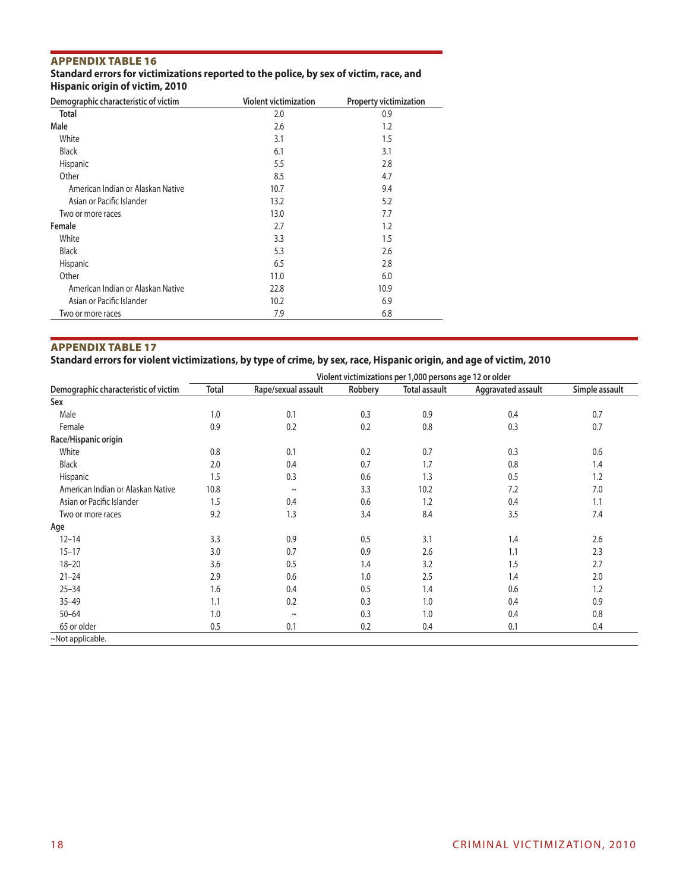## APPENDIX TABLE 16

**Standard errors for victimizations reported to the police, by sex of victim, race, and Hispanic origin of victim, 2010**

| Demographic characteristic of victim | Violent victimization | Property victimization |
|---|---|---|
| Total | 2.0 | 0.9 |
| **Male** | 2.6 | 1.2 |
| White | 3.1 | 1.5 |
| Black | 6.1 | 3.1 |
| Hispanic | 5.5 | 2.8 |
| Other | 8.5 | 4.7 |
| American Indian or Alaskan Native | 10.7 | 9.4 |
| Asian or Pacific Islander | 13.2 | 5.2 |
| Two or more races | 13.0 | 7.7 |
| **Female** | 2.7 | 1.2 |
| White | 3.3 | 1.5 |
| Black | 5.3 | 2.6 |
| Hispanic | 6.5 | 2.8 |
| Other | 11.0 | 6.0 |
| American Indian or Alaskan Native | 22.8 | 10.9 |
| Asian or Pacific Islander | 10.2 | 6.9 |
| Two or more races | 7.9 | 6.8 |

## APPENDIX TABLE 17

**Standard errors for violent victimizations, by type of crime, by sex, race, Hispanic origin, and age of victim, 2010**

| | Violent victimizations per 1,000 persons age 12 or older | | | | | |
|---|---|---|---|---|---|---|
| Demographic characteristic of victim | Total | Rape/sexual assault | Robbery | Total assault | Aggravated assault | Simple assault |
| **Sex** | | | | | | |
| Male | 1.0 | 0.1 | 0.3 | 0.9 | 0.4 | 0.7 |
| Female | 0.9 | 0.2 | 0.2 | 0.8 | 0.3 | 0.7 |
| **Race/Hispanic origin** | | | | | | |
| White | 0.8 | 0.1 | 0.2 | 0.7 | 0.3 | 0.6 |
| Black | 2.0 | 0.4 | 0.7 | 1.7 | 0.8 | 1.4 |
| Hispanic | 1.5 | 0.3 | 0.6 | 1.3 | 0.5 | 1.2 |
| American Indian or Alaskan Native | 10.8 | ~ | 3.3 | 10.2 | 7.2 | 7.0 |
| Asian or Pacific Islander | 1.5 | 0.4 | 0.6 | 1.2 | 0.4 | 1.1 |
| Two or more races | 9.2 | 1.3 | 3.4 | 8.4 | 3.5 | 7.4 |
| **Age** | | | | | | |
| 12–14 | 3.3 | 0.9 | 0.5 | 3.1 | 1.4 | 2.6 |
| 15–17 | 3.0 | 0.7 | 0.9 | 2.6 | 1.1 | 2.3 |
| 18–20 | 3.6 | 0.5 | 1.4 | 3.2 | 1.5 | 2.7 |
| 21–24 | 2.9 | 0.6 | 1.0 | 2.5 | 1.4 | 2.0 |
| 25–34 | 1.6 | 0.4 | 0.5 | 1.4 | 0.6 | 1.2 |
| 35–49 | 1.1 | 0.2 | 0.3 | 1.0 | 0.4 | 0.9 |
| 50–64 | 1.0 | ~ | 0.3 | 1.0 | 0.4 | 0.8 |
| 65 or older | 0.5 | 0.1 | 0.2 | 0.4 | 0.1 | 0.4 |

~Not applicable.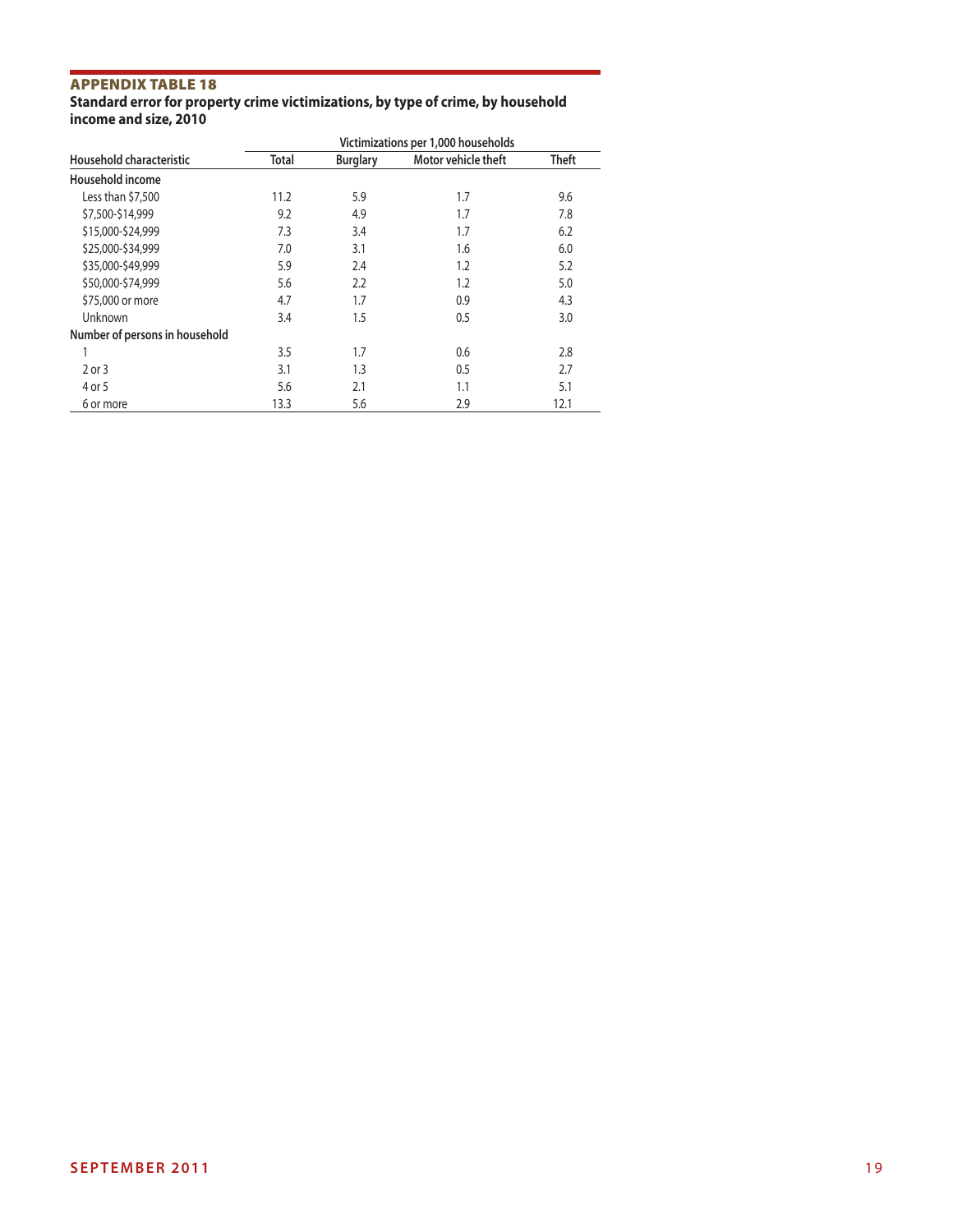## APPENDIX TABLE 18

**Standard error for property crime victimizations, by type of crime, by household income and size, 2010**

| Household characteristic | Victimizations per 1,000 households | | | |
|---|---|---|---|---|
| | Total | Burglary | Motor vehicle theft | Theft |
| **Household income** | | | | |
| Less than $7,500 | 11.2 | 5.9 | 1.7 | 9.6 |
| $7,500-$14,999 | 9.2 | 4.9 | 1.7 | 7.8 |
| $15,000-$24,999 | 7.3 | 3.4 | 1.7 | 6.2 |
| $25,000-$34,999 | 7.0 | 3.1 | 1.6 | 6.0 |
| $35,000-$49,999 | 5.9 | 2.4 | 1.2 | 5.2 |
| $50,000-$74,999 | 5.6 | 2.2 | 1.2 | 5.0 |
| $75,000 or more | 4.7 | 1.7 | 0.9 | 4.3 |
| Unknown | 3.4 | 1.5 | 0.5 | 3.0 |
| **Number of persons in household** | | | | |
| 1 | 3.5 | 1.7 | 0.6 | 2.8 |
| 2 or 3 | 3.1 | 1.3 | 0.5 | 2.7 |
| 4 or 5 | 5.6 | 2.1 | 1.1 | 5.1 |
| 6 or more | 13.3 | 5.6 | 2.9 | 12.1 |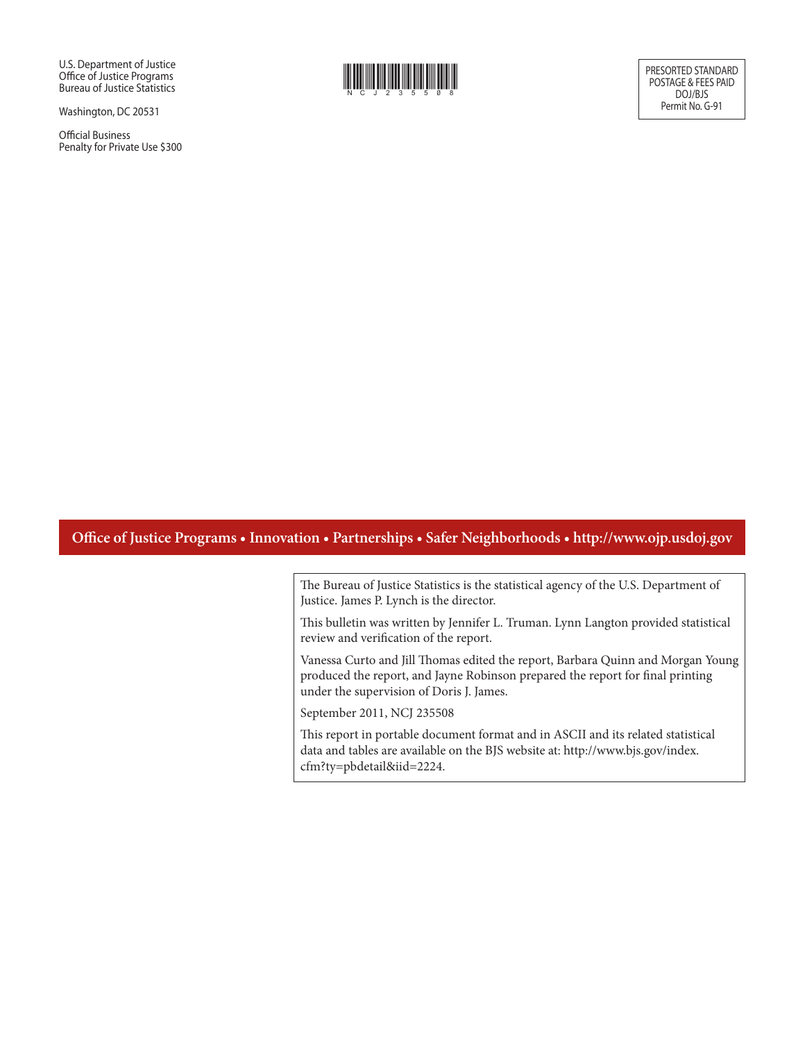U.S. Department of Justice
Office of Justice Programs
Bureau of Justice Statistics

Washington, DC 20531

Official Business
Penalty for Private Use $300

NCJ235508

PRESORTED STANDARD
POSTAGE & FEES PAID
DOJ/BJS
Permit No. G-91

**Office of Justice Programs • Innovation • Partnerships • Safer Neighborhoods • http://www.ojp.usdoj.gov**

The Bureau of Justice Statistics is the statistical agency of the U.S. Department of Justice. James P. Lynch is the director.

This bulletin was written by Jennifer L. Truman. Lynn Langton provided statistical review and verification of the report.

Vanessa Curto and Jill Thomas edited the report, Barbara Quinn and Morgan Young produced the report, and Jayne Robinson prepared the report for final printing under the supervision of Doris J. James.

September 2011, NCJ 235508

This report in portable document format and in ASCII and its related statistical data and tables are available on the BJS website at: http://www.bjs.gov/index.cfm?ty=pbdetail&iid=2224.